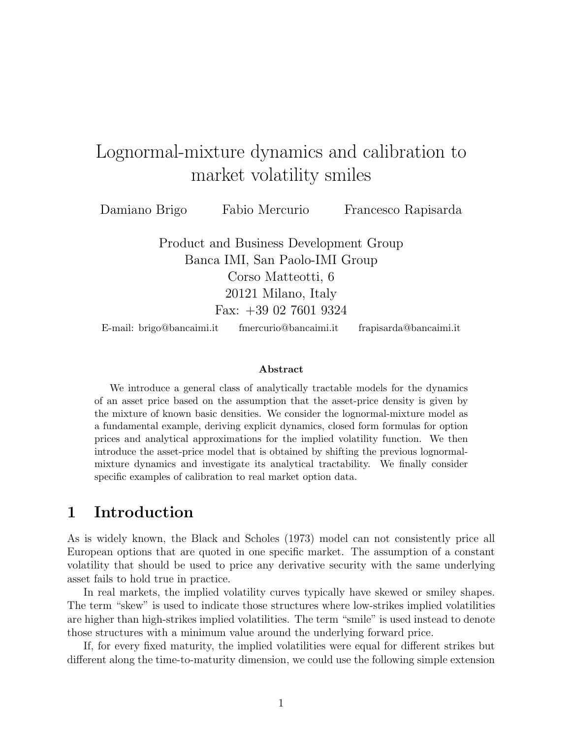# Lognormal-mixture dynamics and calibration to market volatility smiles

Damiano Brigo Fabio Mercurio Francesco Rapisarda

Product and Business Development Group
Banca IMI, San Paolo-IMI Group
Corso Matteotti, 6
20121 Milano, Italy
Fax: +39 02 7601 9324

E-mail: brigo@bancaimi.it fmercurio@bancaimi.it frapisarda@bancaimi.it

### Abstract

We introduce a general class of analytically tractable models for the dynamics of an asset price based on the assumption that the asset-price density is given by the mixture of known basic densities. We consider the lognormal-mixture model as a fundamental example, deriving explicit dynamics, closed form formulas for option prices and analytical approximations for the implied volatility function. We then introduce the asset-price model that is obtained by shifting the previous lognormal-mixture dynamics and investigate its analytical tractability. We finally consider specific examples of calibration to real market option data.

## 1 Introduction

As is widely known, the Black and Scholes (1973) model can not consistently price all European options that are quoted in one specific market. The assumption of a constant volatility that should be used to price any derivative security with the same underlying asset fails to hold true in practice.

In real markets, the implied volatility curves typically have skewed or smiley shapes. The term "skew" is used to indicate those structures where low-strikes implied volatilities are higher than high-strikes implied volatilities. The term "smile" is used instead to denote those structures with a minimum value around the underlying forward price.

If, for every fixed maturity, the implied volatilities were equal for different strikes but different along the time-to-maturity dimension, we could use the following simple extension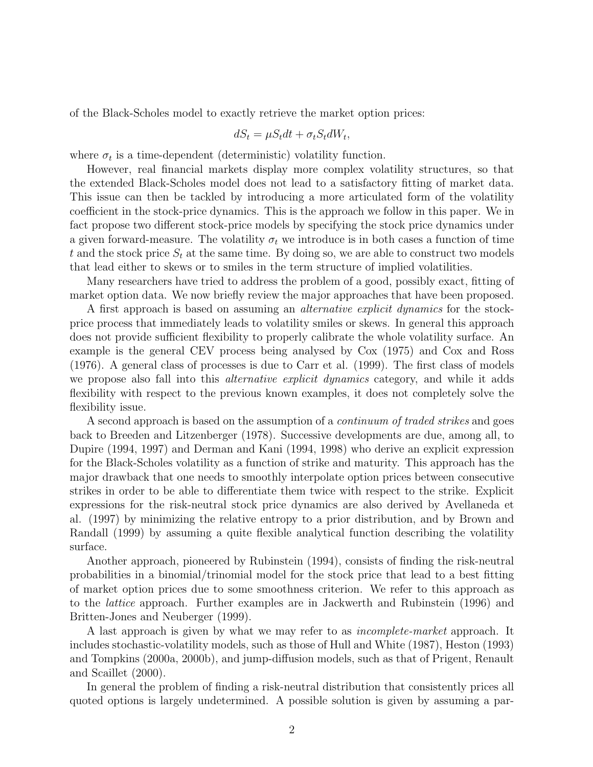of the Black-Scholes model to exactly retrieve the market option prices:

$$dS_t = \mu S_t dt + \sigma_t S_t dW_t,$$

where $\sigma_t$ is a time-dependent (deterministic) volatility function.

However, real financial markets display more complex volatility structures, so that the extended Black-Scholes model does not lead to a satisfactory fitting of market data. This issue can then be tackled by introducing a more articulated form of the volatility coefficient in the stock-price dynamics. This is the approach we follow in this paper. We in fact propose two different stock-price models by specifying the stock price dynamics under a given forward-measure. The volatility $\sigma_t$ we introduce is in both cases a function of time $t$ and the stock price $S_t$ at the same time. By doing so, we are able to construct two models that lead either to skews or to smiles in the term structure of implied volatilities.

Many researchers have tried to address the problem of a good, possibly exact, fitting of market option data. We now briefly review the major approaches that have been proposed.

A first approach is based on assuming an *alternative explicit dynamics* for the stock-price process that immediately leads to volatility smiles or skews. In general this approach does not provide sufficient flexibility to properly calibrate the whole volatility surface. An example is the general CEV process being analysed by Cox (1975) and Cox and Ross (1976). A general class of processes is due to Carr et al. (1999). The first class of models we propose also fall into this *alternative explicit dynamics* category, and while it adds flexibility with respect to the previous known examples, it does not completely solve the flexibility issue.

A second approach is based on the assumption of a *continuum of traded strikes* and goes back to Breeden and Litzenberger (1978). Successive developments are due, among all, to Dupire (1994, 1997) and Derman and Kani (1994, 1998) who derive an explicit expression for the Black-Scholes volatility as a function of strike and maturity. This approach has the major drawback that one needs to smoothly interpolate option prices between consecutive strikes in order to be able to differentiate them twice with respect to the strike. Explicit expressions for the risk-neutral stock price dynamics are also derived by Avellaneda et al. (1997) by minimizing the relative entropy to a prior distribution, and by Brown and Randall (1999) by assuming a quite flexible analytical function describing the volatility surface.

Another approach, pioneered by Rubinstein (1994), consists of finding the risk-neutral probabilities in a binomial/trinomial model for the stock price that lead to a best fitting of market option prices due to some smoothness criterion. We refer to this approach as to the *lattice* approach. Further examples are in Jackwerth and Rubinstein (1996) and Britten-Jones and Neuberger (1999).

A last approach is given by what we may refer to as *incomplete-market* approach. It includes stochastic-volatility models, such as those of Hull and White (1987), Heston (1993) and Tompkins (2000a, 2000b), and jump-diffusion models, such as that of Prigent, Renault and Scaillet (2000).

In general the problem of finding a risk-neutral distribution that consistently prices all quoted options is largely undetermined. A possible solution is given by assuming a par-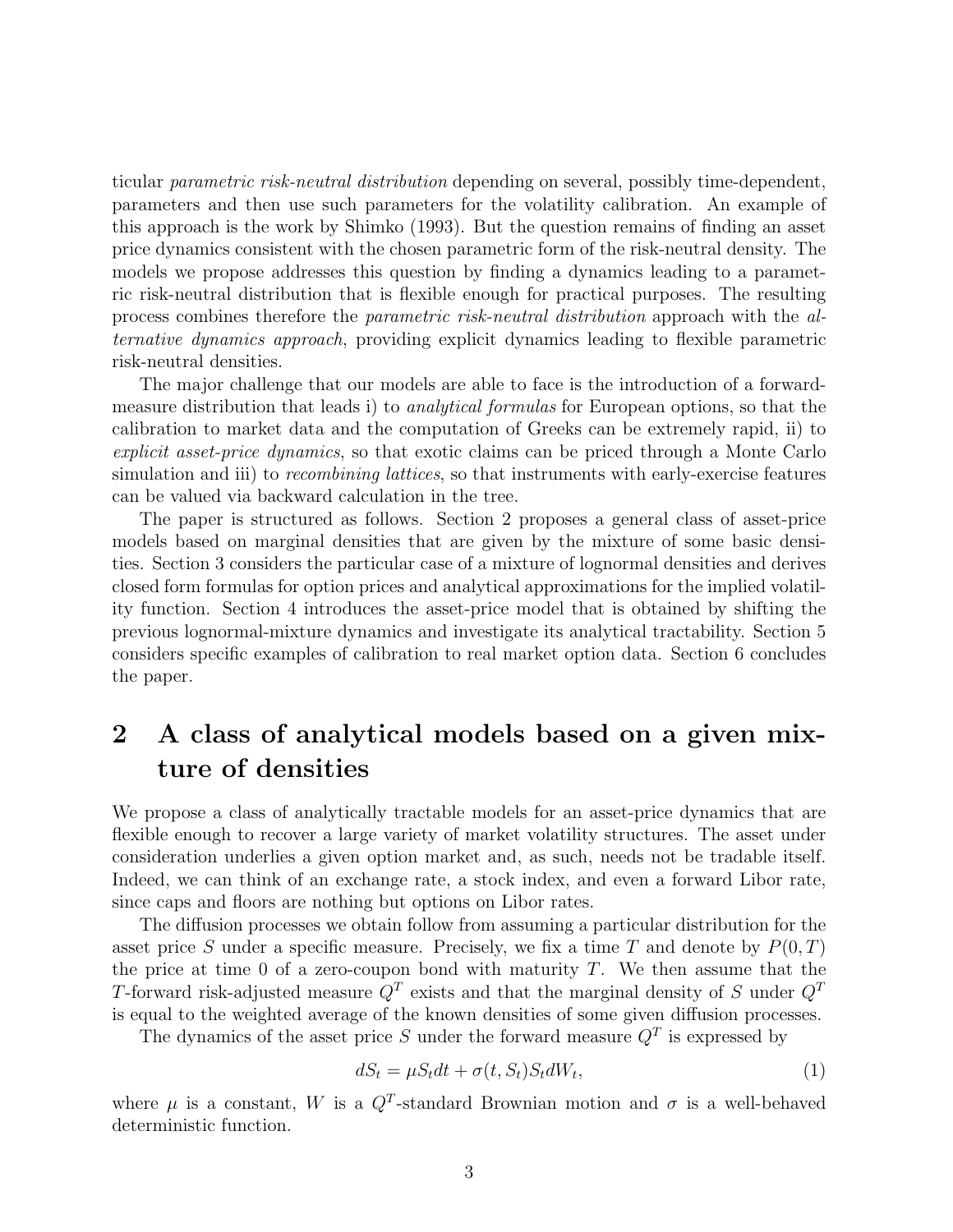ticular *parametric risk-neutral distribution* depending on several, possibly time-dependent, parameters and then use such parameters for the volatility calibration. An example of this approach is the work by Shimko (1993). But the question remains of finding an asset price dynamics consistent with the chosen parametric form of the risk-neutral density. The models we propose addresses this question by finding a dynamics leading to a parametric risk-neutral distribution that is flexible enough for practical purposes. The resulting process combines therefore the *parametric risk-neutral distribution* approach with the *alternative dynamics approach*, providing explicit dynamics leading to flexible parametric risk-neutral densities.

The major challenge that our models are able to face is the introduction of a forward-measure distribution that leads i) to *analytical formulas* for European options, so that the calibration to market data and the computation of Greeks can be extremely rapid, ii) to *explicit asset-price dynamics*, so that exotic claims can be priced through a Monte Carlo simulation and iii) to *recombining lattices*, so that instruments with early-exercise features can be valued via backward calculation in the tree.

The paper is structured as follows. Section 2 proposes a general class of asset-price models based on marginal densities that are given by the mixture of some basic densities. Section 3 considers the particular case of a mixture of lognormal densities and derives closed form formulas for option prices and analytical approximations for the implied volatility function. Section 4 introduces the asset-price model that is obtained by shifting the previous lognormal-mixture dynamics and investigate its analytical tractability. Section 5 considers specific examples of calibration to real market option data. Section 6 concludes the paper.

## 2 A class of analytical models based on a given mixture of densities

We propose a class of analytically tractable models for an asset-price dynamics that are flexible enough to recover a large variety of market volatility structures. The asset under consideration underlies a given option market and, as such, needs not be tradable itself. Indeed, we can think of an exchange rate, a stock index, and even a forward Libor rate, since caps and floors are nothing but options on Libor rates.

The diffusion processes we obtain follow from assuming a particular distribution for the asset price $S$ under a specific measure. Precisely, we fix a time $T$ and denote by $P(0,T)$ the price at time 0 of a zero-coupon bond with maturity $T$. We then assume that the $T$-forward risk-adjusted measure $Q^T$ exists and that the marginal density of $S$ under $Q^T$ is equal to the weighted average of the known densities of some given diffusion processes.

The dynamics of the asset price $S$ under the forward measure $Q^T$ is expressed by

$$dS_t = \mu S_t dt + \sigma(t, S_t) S_t dW_t, \tag{1}$$

where $\mu$ is a constant, $W$ is a $Q^T$-standard Brownian motion and $\sigma$ is a well-behaved deterministic function.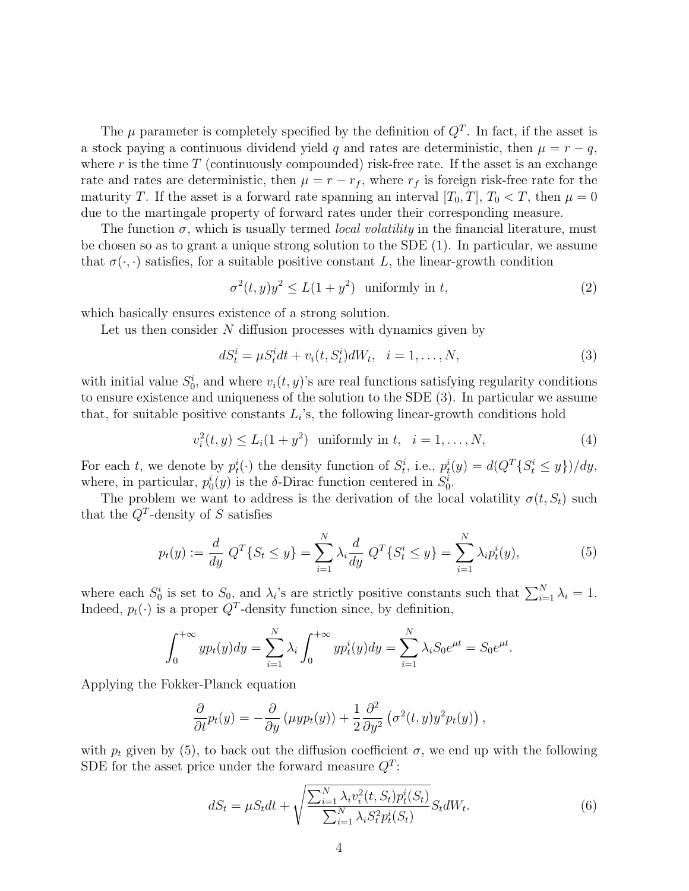The $\mu$ parameter is completely specified by the definition of $Q^T$. In fact, if the asset is a stock paying a continuous dividend yield $q$ and rates are deterministic, then $\mu = r - q$, where $r$ is the time $T$ (continuously compounded) risk-free rate. If the asset is an exchange rate and rates are deterministic, then $\mu = r - r_f$, where $r_f$ is foreign risk-free rate for the maturity $T$. If the asset is a forward rate spanning an interval $[T_0, T]$, $T_0 < T$, then $\mu = 0$ due to the martingale property of forward rates under their corresponding measure.

The function $\sigma$, which is usually termed *local volatility* in the financial literature, must be chosen so as to grant a unique strong solution to the SDE (1). In particular, we assume that $\sigma(\cdot, \cdot)$ satisfies, for a suitable positive constant $L$, the linear-growth condition

$$\sigma^2(t, y)y^2 \leq L(1 + y^2) \text{ uniformly in } t, \tag{2}$$

which basically ensures existence of a strong solution.

Let us then consider $N$ diffusion processes with dynamics given by

$$dS_t^i = \mu S_t^i dt + v_i(t, S_t^i)dW_t, \quad i = 1, \ldots, N, \tag{3}$$

with initial value $S_0^i$, and where $v_i(t, y)$'s are real functions satisfying regularity conditions to ensure existence and uniqueness of the solution to the SDE (3). In particular we assume that, for suitable positive constants $L_i$'s, the following linear-growth conditions hold

$$v_i^2(t, y) \leq L_i(1 + y^2) \text{ uniformly in } t, \quad i = 1, \ldots, N, \tag{4}$$

For each $t$, we denote by $p_t^i(\cdot)$ the density function of $S_t^i$, i.e., $p_t^i(y) = d(Q^T\{S_t^i \leq y\})/dy$, where, in particular, $p_0^i(y)$ is the $\delta$-Dirac function centered in $S_0^i$.

The problem we want to address is the derivation of the local volatility $\sigma(t, S_t)$ such that the $Q^T$-density of $S$ satisfies

$$p_t(y) := \frac{d}{dy} \, Q^T\{S_t \leq y\} = \sum_{i=1}^{N} \lambda_i \frac{d}{dy} \, Q^T\{S_t^i \leq y\} = \sum_{i=1}^{N} \lambda_i p_t^i(y), \tag{5}$$

where each $S_0^i$ is set to $S_0$, and $\lambda_i$'s are strictly positive constants such that $\sum_{i=1}^{N} \lambda_i = 1$. Indeed, $p_t(\cdot)$ is a proper $Q^T$-density function since, by definition,

$$\int_0^{+\infty} y p_t(y) dy = \sum_{i=1}^{N} \lambda_i \int_0^{+\infty} y p_t^i(y) dy = \sum_{i=1}^{N} \lambda_i S_0 e^{\mu t} = S_0 e^{\mu t}.$$

Applying the Fokker-Planck equation

$$\frac{\partial}{\partial t} p_t(y) = -\frac{\partial}{\partial y} \left( \mu y p_t(y) \right) + \frac{1}{2} \frac{\partial^2}{\partial y^2} \left( \sigma^2(t, y) y^2 p_t(y) \right),$$

with $p_t$ given by (5), to back out the diffusion coefficient $\sigma$, we end up with the following SDE for the asset price under the forward measure $Q^T$:

$$dS_t = \mu S_t dt + \sqrt{\frac{\sum_{i=1}^{N} \lambda_i v_i^2(t, S_t) p_t^i(S_t)}{\sum_{i=1}^{N} \lambda_i S_t^2 p_t^i(S_t)}} S_t dW_t. \tag{6}$$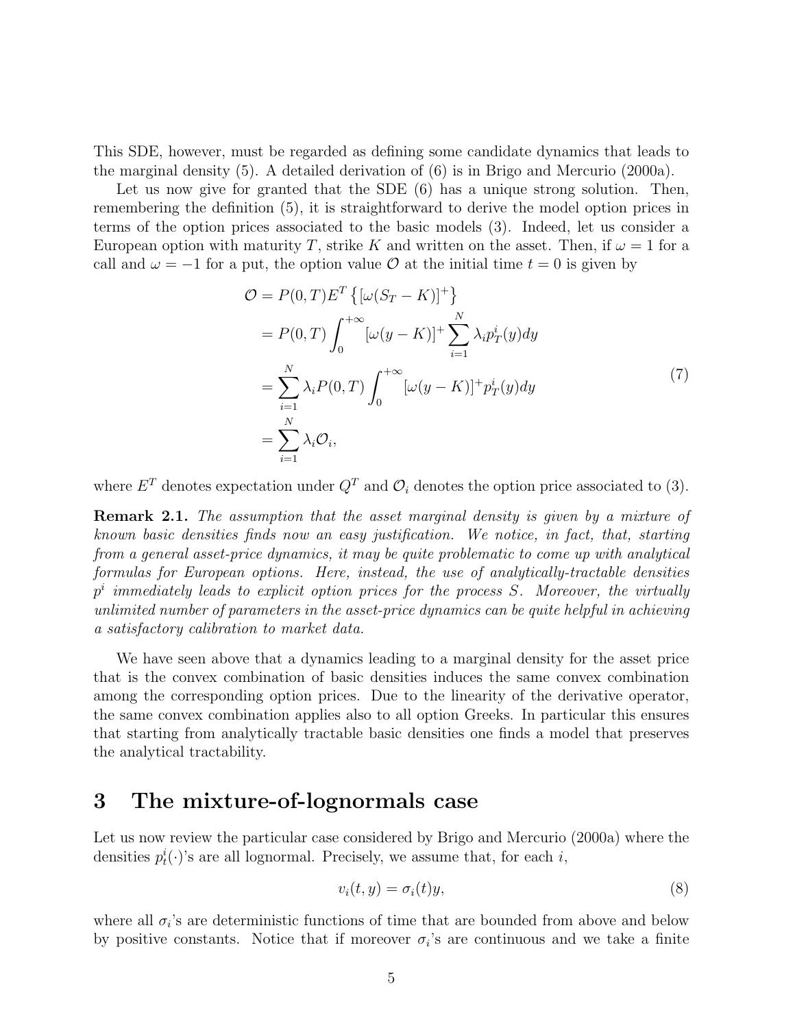This SDE, however, must be regarded as defining some candidate dynamics that leads to the marginal density (5). A detailed derivation of (6) is in Brigo and Mercurio (2000a).

Let us now give for granted that the SDE (6) has a unique strong solution. Then, remembering the definition (5), it is straightforward to derive the model option prices in terms of the option prices associated to the basic models (3). Indeed, let us consider a European option with maturity $T$, strike $K$ and written on the asset. Then, if $\omega = 1$ for a call and $\omega = -1$ for a put, the option value $\mathcal{O}$ at the initial time $t = 0$ is given by

$$
\begin{aligned}
\mathcal{O} &= P(0,T)E^T\left\{[\omega(S_T - K)]^+\right\} \\
&= P(0,T)\int_0^{+\infty}[\omega(y-K)]^+\sum_{i=1}^N \lambda_i p_T^i(y)dy \\
&= \sum_{i=1}^N \lambda_i P(0,T)\int_0^{+\infty}[\omega(y-K)]^+ p_T^i(y)dy \\
&= \sum_{i=1}^N \lambda_i \mathcal{O}_i,
\end{aligned}
\tag{7}
$$

where $E^T$ denotes expectation under $Q^T$ and $\mathcal{O}_i$ denotes the option price associated to (3).

**Remark 2.1.** *The assumption that the asset marginal density is given by a mixture of known basic densities finds now an easy justification. We notice, in fact, that, starting from a general asset-price dynamics, it may be quite problematic to come up with analytical formulas for European options. Here, instead, the use of analytically-tractable densities $p^i$ immediately leads to explicit option prices for the process $S$. Moreover, the virtually unlimited number of parameters in the asset-price dynamics can be quite helpful in achieving a satisfactory calibration to market data.*

We have seen above that a dynamics leading to a marginal density for the asset price that is the convex combination of basic densities induces the same convex combination among the corresponding option prices. Due to the linearity of the derivative operator, the same convex combination applies also to all option Greeks. In particular this ensures that starting from analytically tractable basic densities one finds a model that preserves the analytical tractability.

# 3 The mixture-of-lognormals case

Let us now review the particular case considered by Brigo and Mercurio (2000a) where the densities $p_t^i(\cdot)$'s are all lognormal. Precisely, we assume that, for each $i$,

$$
v_i(t,y) = \sigma_i(t)y,
\tag{8}
$$

where all $\sigma_i$'s are deterministic functions of time that are bounded from above and below by positive constants. Notice that if moreover $\sigma_i$'s are continuous and we take a finite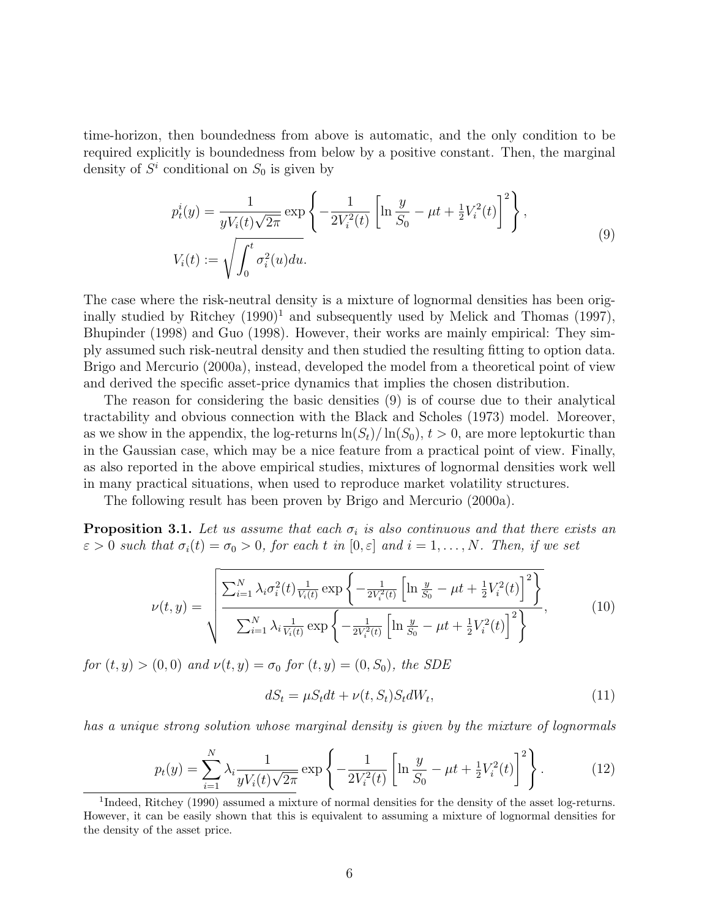time-horizon, then boundedness from above is automatic, and the only condition to be required explicitly is boundedness from below by a positive constant. Then, the marginal density of $S^i$ conditional on $S_0$ is given by

$$
\begin{aligned}
p_t^i(y) &= \frac{1}{yV_i(t)\sqrt{2\pi}} \exp\left\{ -\frac{1}{2V_i^2(t)} \left[ \ln \frac{y}{S_0} - \mu t + \tfrac{1}{2}V_i^2(t) \right]^2 \right\}, \\
V_i(t) &:= \sqrt{\int_0^t \sigma_i^2(u)du}.
\end{aligned}
\tag{9}
$$

The case where the risk-neutral density is a mixture of lognormal densities has been originally studied by Ritchey (1990)[1] and subsequently used by Melick and Thomas (1997), Bhupinder (1998) and Guo (1998). However, their works are mainly empirical: They simply assumed such risk-neutral density and then studied the resulting fitting to option data. Brigo and Mercurio (2000a), instead, developed the model from a theoretical point of view and derived the specific asset-price dynamics that implies the chosen distribution.

The reason for considering the basic densities (9) is of course due to their analytical tractability and obvious connection with the Black and Scholes (1973) model. Moreover, as we show in the appendix, the log-returns $\ln(S_t)/\ln(S_0)$, $t > 0$, are more leptokurtic than in the Gaussian case, which may be a nice feature from a practical point of view. Finally, as also reported in the above empirical studies, mixtures of lognormal densities work well in many practical situations, when used to reproduce market volatility structures.

The following result has been proven by Brigo and Mercurio (2000a).

**Proposition 3.1.** *Let us assume that each $\sigma_i$ is also continuous and that there exists an $\varepsilon > 0$ such that $\sigma_i(t) = \sigma_0 > 0$, for each $t$ in $[0, \varepsilon]$ and $i = 1, \ldots, N$. Then, if we set*

$$
\nu(t, y) = \sqrt{\frac{\sum_{i=1}^N \lambda_i \sigma_i^2(t) \frac{1}{V_i(t)} \exp\left\{ -\frac{1}{2V_i^2(t)} \left[ \ln \frac{y}{S_0} - \mu t + \frac{1}{2}V_i^2(t) \right]^2 \right\}}{\sum_{i=1}^N \lambda_i \frac{1}{V_i(t)} \exp\left\{ -\frac{1}{2V_i^2(t)} \left[ \ln \frac{y}{S_0} - \mu t + \frac{1}{2}V_i^2(t) \right]^2 \right\}}},
\tag{10}
$$

*for $(t, y) > (0, 0)$ and $\nu(t, y) = \sigma_0$ for $(t, y) = (0, S_0)$, the SDE*

$$
dS_t = \mu S_t dt + \nu(t, S_t) S_t dW_t,
\tag{11}
$$

*has a unique strong solution whose marginal density is given by the mixture of lognormals*

$$
p_t(y) = \sum_{i=1}^N \lambda_i \frac{1}{yV_i(t)\sqrt{2\pi}} \exp\left\{ -\frac{1}{2V_i^2(t)} \left[ \ln \frac{y}{S_0} - \mu t + \tfrac{1}{2}V_i^2(t) \right]^2 \right\}.
\tag{12}
$$

[1] Indeed, Ritchey (1990) assumed a mixture of normal densities for the density of the asset log-returns. However, it can be easily shown that this is equivalent to assuming a mixture of lognormal densities for the density of the asset price.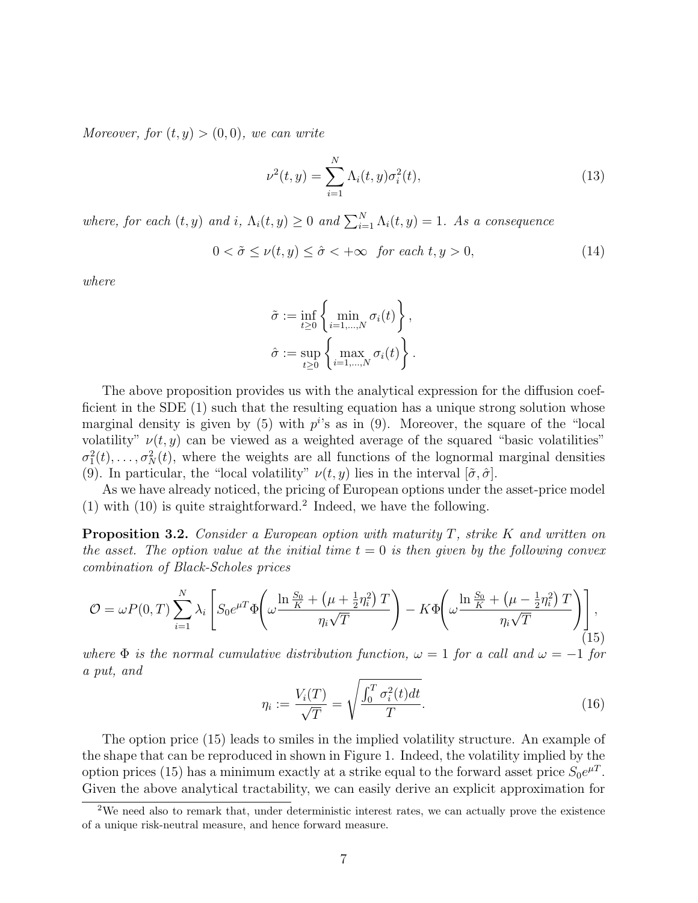*Moreover, for $(t, y) > (0, 0)$, we can write*

$$\nu^2(t, y) = \sum_{i=1}^{N} \Lambda_i(t, y)\sigma_i^2(t), \tag{13}$$

*where, for each $(t, y)$ and $i$, $\Lambda_i(t, y) \geq 0$ and $\sum_{i=1}^{N} \Lambda_i(t, y) = 1$. As a consequence*

$$0 < \tilde{\sigma} \leq \nu(t, y) \leq \hat{\sigma} < +\infty \quad \textit{for each } t, y > 0, \tag{14}$$

*where*

$$\tilde{\sigma} := \inf_{t \geq 0} \left\{ \min_{i=1,\ldots,N} \sigma_i(t) \right\},$$

$$\hat{\sigma} := \sup_{t \geq 0} \left\{ \max_{i=1,\ldots,N} \sigma_i(t) \right\}.$$

The above proposition provides us with the analytical expression for the diffusion coefficient in the SDE (1) such that the resulting equation has a unique strong solution whose marginal density is given by (5) with $p^i$'s as in (9). Moreover, the square of the "local volatility" $\nu(t, y)$ can be viewed as a weighted average of the squared "basic volatilities" $\sigma_1^2(t), \ldots, \sigma_N^2(t)$, where the weights are all functions of the lognormal marginal densities (9). In particular, the "local volatility" $\nu(t, y)$ lies in the interval $[\tilde{\sigma}, \hat{\sigma}]$.

As we have already noticed, the pricing of European options under the asset-price model (1) with (10) is quite straightforward.[2] Indeed, we have the following.

**Proposition 3.2.** *Consider a European option with maturity $T$, strike $K$ and written on the asset. The option value at the initial time $t = 0$ is then given by the following convex combination of Black-Scholes prices*

$$\mathcal{O} = \omega P(0, T) \sum_{i=1}^{N} \lambda_i \left[ S_0 e^{\mu T} \Phi\!\left( \omega \frac{\ln \frac{S_0}{K} + \left(\mu + \frac{1}{2}\eta_i^2\right) T}{\eta_i \sqrt{T}} \right) - K \Phi\!\left( \omega \frac{\ln \frac{S_0}{K} + \left(\mu - \frac{1}{2}\eta_i^2\right) T}{\eta_i \sqrt{T}} \right) \right], \tag{15}$$

*where $\Phi$ is the normal cumulative distribution function, $\omega = 1$ for a call and $\omega = -1$ for a put, and*

$$\eta_i := \frac{V_i(T)}{\sqrt{T}} = \sqrt{\frac{\int_0^T \sigma_i^2(t)dt}{T}}. \tag{16}$$

The option price (15) leads to smiles in the implied volatility structure. An example of the shape that can be reproduced in shown in Figure 1. Indeed, the volatility implied by the option prices (15) has a minimum exactly at a strike equal to the forward asset price $S_0 e^{\mu T}$. Given the above analytical tractability, we can easily derive an explicit approximation for

[2] We need also to remark that, under deterministic interest rates, we can actually prove the existence of a unique risk-neutral measure, and hence forward measure.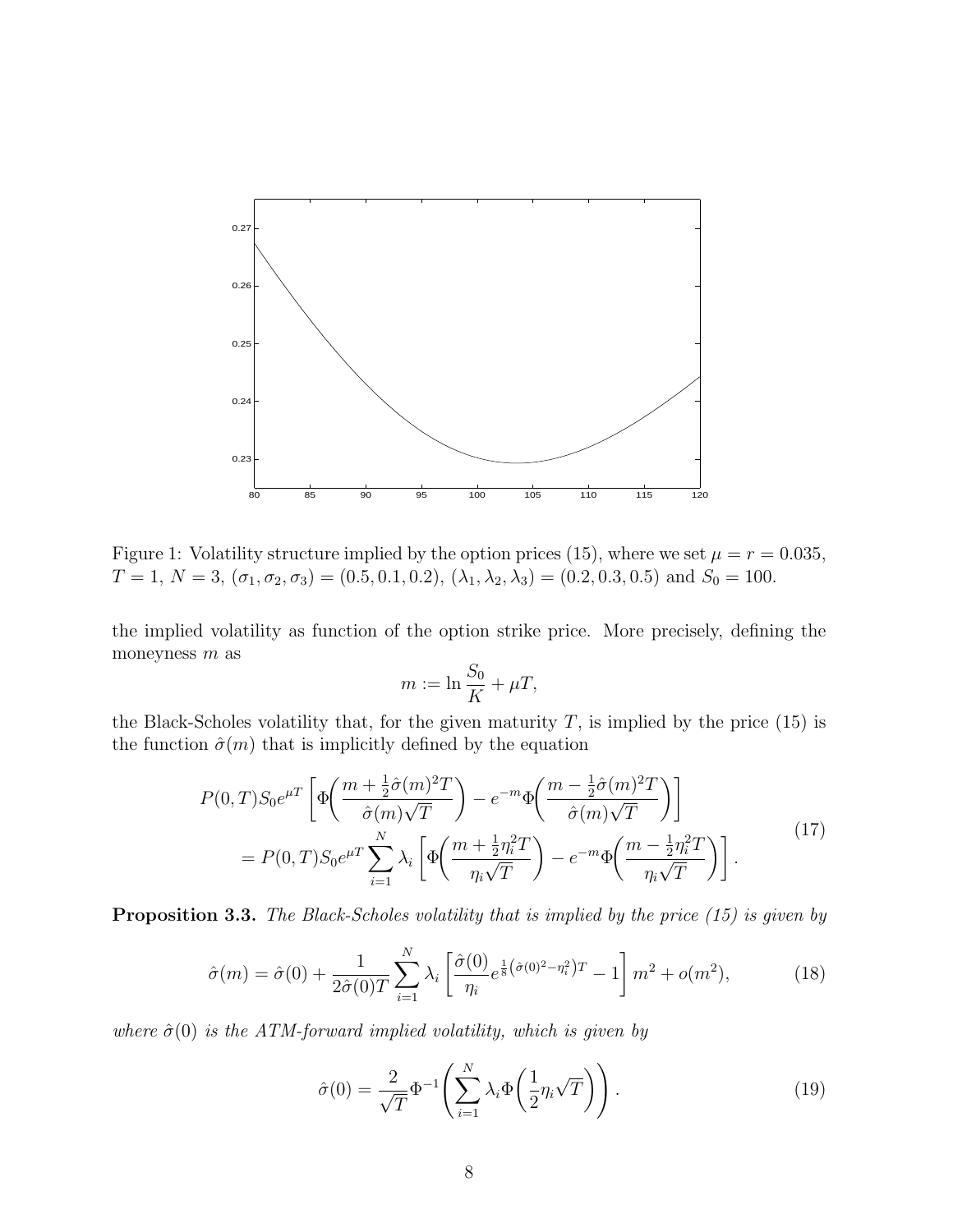Figure 1: Volatility structure implied by the option prices (15), where we set $\mu = r = 0.035$, $T = 1$, $N = 3$, $(\sigma_1, \sigma_2, \sigma_3) = (0.5, 0.1, 0.2)$, $(\lambda_1, \lambda_2, \lambda_3) = (0.2, 0.3, 0.5)$ and $S_0 = 100$.

the implied volatility as function of the option strike price. More precisely, defining the moneyness $m$ as

$$m := \ln \frac{S_0}{K} + \mu T,$$

the Black-Scholes volatility that, for the given maturity $T$, is implied by the price (15) is the function $\hat{\sigma}(m)$ that is implicitly defined by the equation

$$\begin{aligned}
&P(0,T) S_0 e^{\mu T} \left[ \Phi\!\left( \frac{m + \frac{1}{2}\hat{\sigma}(m)^2 T}{\hat{\sigma}(m)\sqrt{T}} \right) - e^{-m} \Phi\!\left( \frac{m - \frac{1}{2}\hat{\sigma}(m)^2 T}{\hat{\sigma}(m)\sqrt{T}} \right) \right] \\
&\quad = P(0,T) S_0 e^{\mu T} \sum_{i=1}^{N} \lambda_i \left[ \Phi\!\left( \frac{m + \frac{1}{2}\eta_i^2 T}{\eta_i \sqrt{T}} \right) - e^{-m} \Phi\!\left( \frac{m - \frac{1}{2}\eta_i^2 T}{\eta_i \sqrt{T}} \right) \right].
\end{aligned} \tag{17}$$

**Proposition 3.3.** *The Black-Scholes volatility that is implied by the price (15) is given by*

$$\hat{\sigma}(m) = \hat{\sigma}(0) + \frac{1}{2\hat{\sigma}(0)T} \sum_{i=1}^{N} \lambda_i \left[ \frac{\hat{\sigma}(0)}{\eta_i} e^{\frac{1}{8}\left(\hat{\sigma}(0)^2 - \eta_i^2\right)T} - 1 \right] m^2 + o(m^2), \tag{18}$$

*where $\hat{\sigma}(0)$ is the ATM-forward implied volatility, which is given by*

$$\hat{\sigma}(0) = \frac{2}{\sqrt{T}} \Phi^{-1}\!\left( \sum_{i=1}^{N} \lambda_i \Phi\!\left( \frac{1}{2} \eta_i \sqrt{T} \right) \right). \tag{19}$$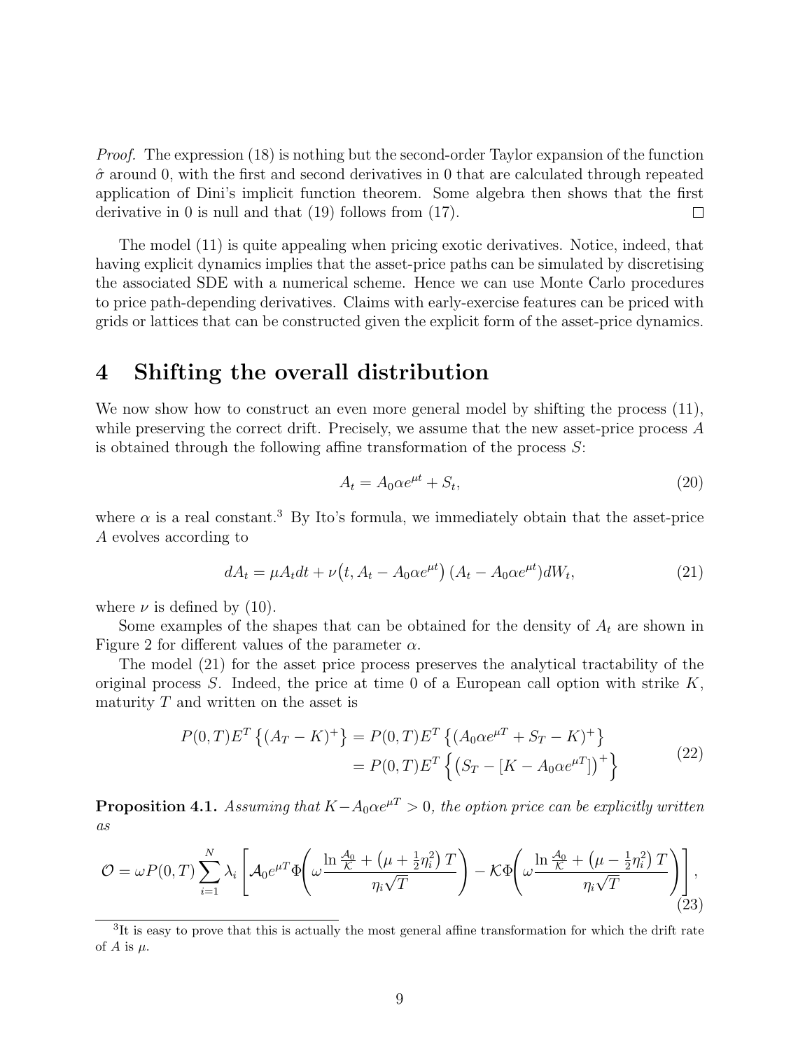*Proof.* The expression (18) is nothing but the second-order Taylor expansion of the function $\hat{\sigma}$ around 0, with the first and second derivatives in 0 that are calculated through repeated application of Dini's implicit function theorem. Some algebra then shows that the first derivative in 0 is null and that (19) follows from (17). □

The model (11) is quite appealing when pricing exotic derivatives. Notice, indeed, that having explicit dynamics implies that the asset-price paths can be simulated by discretising the associated SDE with a numerical scheme. Hence we can use Monte Carlo procedures to price path-depending derivatives. Claims with early-exercise features can be priced with grids or lattices that can be constructed given the explicit form of the asset-price dynamics.

# 4 Shifting the overall distribution

We now show how to construct an even more general model by shifting the process (11), while preserving the correct drift. Precisely, we assume that the new asset-price process $A$ is obtained through the following affine transformation of the process $S$:

$$A_t = A_0 \alpha e^{\mu t} + S_t, \tag{20}$$

where $\alpha$ is a real constant.[3] By Ito's formula, we immediately obtain that the asset-price $A$ evolves according to

$$dA_t = \mu A_t dt + \nu\big(t, A_t - A_0 \alpha e^{\mu t}\big)\,(A_t - A_0 \alpha e^{\mu t}) dW_t, \tag{21}$$

where $\nu$ is defined by (10).

Some examples of the shapes that can be obtained for the density of $A_t$ are shown in Figure 2 for different values of the parameter $\alpha$.

The model (21) for the asset price process preserves the analytical tractability of the original process $S$. Indeed, the price at time 0 of a European call option with strike $K$, maturity $T$ and written on the asset is

$$\begin{aligned} P(0,T) E^T\left\{(A_T - K)^+\right\} &= P(0,T) E^T\left\{(A_0 \alpha e^{\mu T} + S_T - K)^+\right\} \\ &= P(0,T) E^T\left\{\big(S_T - [K - A_0 \alpha e^{\mu T}]\big)^+\right\} \end{aligned} \tag{22}$$

**Proposition 4.1.** *Assuming that $K - A_0 \alpha e^{\mu T} > 0$, the option price can be explicitly written as*

$$\mathcal{O} = \omega P(0,T) \sum_{i=1}^{N} \lambda_i \left[ \mathcal{A}_0 e^{\mu T} \Phi\!\left( \omega \frac{\ln \frac{\mathcal{A}_0}{\mathcal{K}} + \left(\mu + \frac{1}{2}\eta_i^2\right) T}{\eta_i \sqrt{T}} \right) - \mathcal{K} \Phi\!\left( \omega \frac{\ln \frac{\mathcal{A}_0}{\mathcal{K}} + \left(\mu - \frac{1}{2}\eta_i^2\right) T}{\eta_i \sqrt{T}} \right) \right], \tag{23}$$

[3] It is easy to prove that this is actually the most general affine transformation for which the drift rate of $A$ is $\mu$.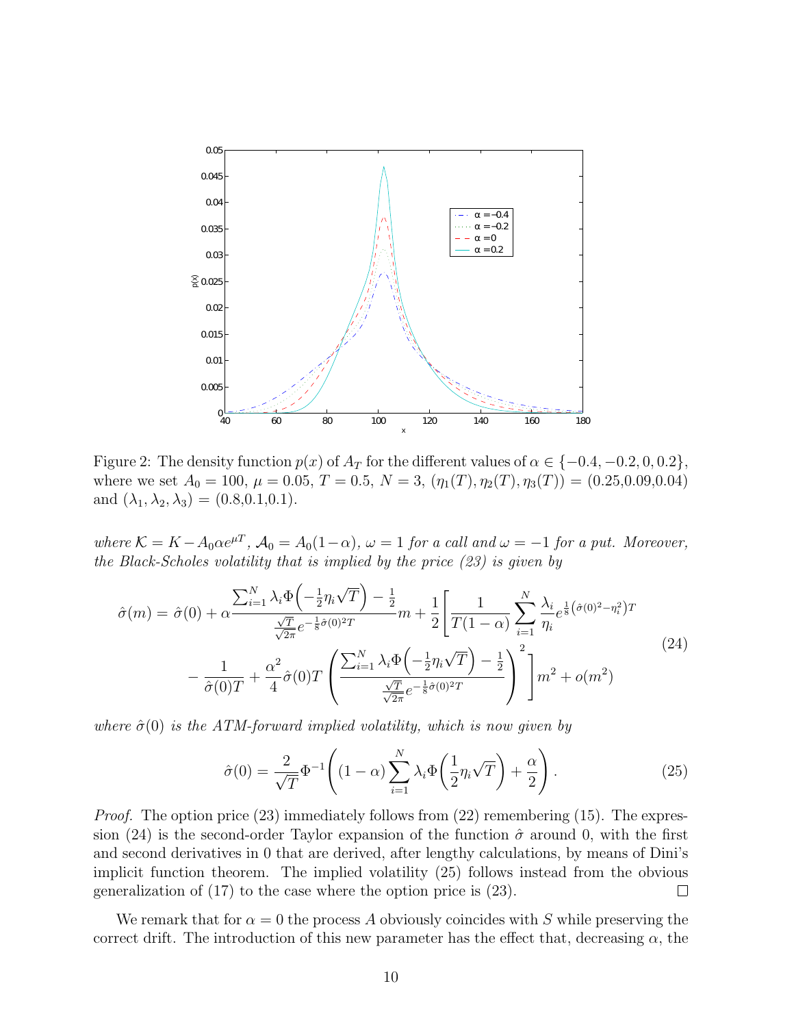Figure 2: The density function $p(x)$ of $A_T$ for the different values of $\alpha \in \{-0.4, -0.2, 0, 0.2\}$, where we set $A_0 = 100$, $\mu = 0.05$, $T = 0.5$, $N = 3$, $(\eta_1(T), \eta_2(T), \eta_3(T)) = (0.25, 0.09, 0.04)$ and $(\lambda_1, \lambda_2, \lambda_3) = (0.8, 0.1, 0.1)$.

*where $\mathcal{K} = K - A_0 \alpha e^{\mu T}$, $\mathcal{A}_0 = A_0(1-\alpha)$, $\omega = 1$ for a call and $\omega = -1$ for a put. Moreover, the Black-Scholes volatility that is implied by the price (23) is given by*

$$
\begin{aligned}
\hat{\sigma}(m) = \hat{\sigma}(0) + \alpha \frac{\sum_{i=1}^{N} \lambda_i \Phi\left(-\frac{1}{2}\eta_i \sqrt{T}\right) - \frac{1}{2}}{\frac{\sqrt{T}}{\sqrt{2\pi}} e^{-\frac{1}{8}\hat{\sigma}(0)^2 T}} m + \frac{1}{2}\Bigg[ \frac{1}{T(1-\alpha)} \sum_{i=1}^{N} \frac{\lambda_i}{\eta_i} e^{\frac{1}{8}\left(\hat{\sigma}(0)^2 - \eta_i^2\right)T} \\
- \frac{1}{\hat{\sigma}(0)T} + \frac{\alpha^2}{4}\hat{\sigma}(0) T \left( \frac{\sum_{i=1}^{N} \lambda_i \Phi\left(-\frac{1}{2}\eta_i \sqrt{T}\right) - \frac{1}{2}}{\frac{\sqrt{T}}{\sqrt{2\pi}} e^{-\frac{1}{8}\hat{\sigma}(0)^2 T}} \right)^2 \Bigg] m^2 + o(m^2)
\end{aligned}
\tag{24}
$$

*where $\hat{\sigma}(0)$ is the ATM-forward implied volatility, which is now given by*

$$
\hat{\sigma}(0) = \frac{2}{\sqrt{T}} \Phi^{-1}\left( (1-\alpha) \sum_{i=1}^{N} \lambda_i \Phi\left(\frac{1}{2}\eta_i \sqrt{T}\right) + \frac{\alpha}{2} \right). \tag{25}
$$

*Proof.* The option price (23) immediately follows from (22) remembering (15). The expression (24) is the second-order Taylor expansion of the function $\hat{\sigma}$ around 0, with the first and second derivatives in 0 that are derived, after lengthy calculations, by means of Dini's implicit function theorem. The implied volatility (25) follows instead from the obvious generalization of (17) to the case where the option price is (23). □

We remark that for $\alpha = 0$ the process $A$ obviously coincides with $S$ while preserving the correct drift. The introduction of this new parameter has the effect that, decreasing $\alpha$, the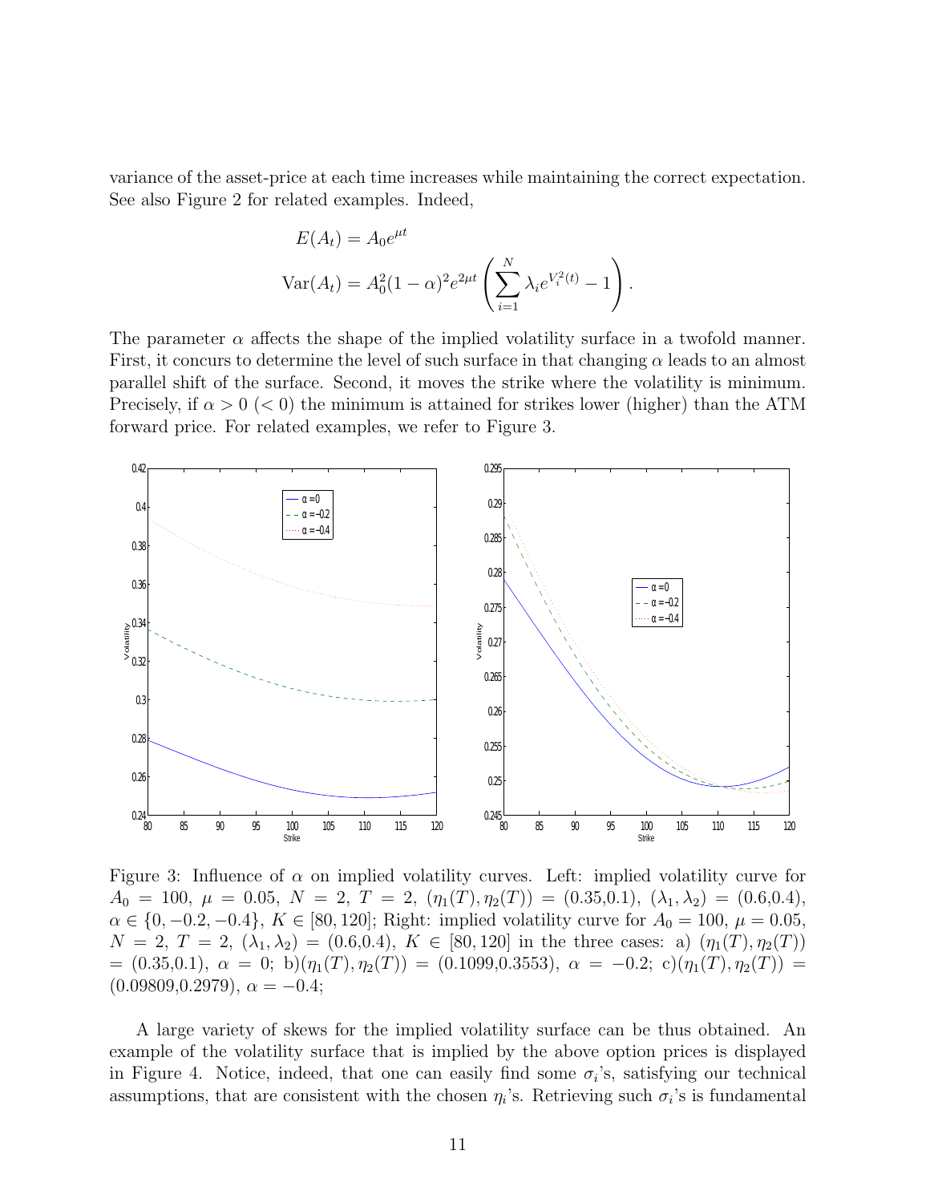variance of the asset-price at each time increases while maintaining the correct expectation. See also Figure 2 for related examples. Indeed,

$$
\begin{aligned}
E(A_t) &= A_0 e^{\mu t} \\
\text{Var}(A_t) &= A_0^2 (1-\alpha)^2 e^{2\mu t} \left( \sum_{i=1}^{N} \lambda_i e^{V_i^2(t)} - 1 \right).
\end{aligned}
$$

The parameter $\alpha$ affects the shape of the implied volatility surface in a twofold manner. First, it concurs to determine the level of such surface in that changing $\alpha$ leads to an almost parallel shift of the surface. Second, it moves the strike where the volatility is minimum. Precisely, if $\alpha > 0$ ($< 0$) the minimum is attained for strikes lower (higher) than the ATM forward price. For related examples, we refer to Figure 3.

Figure 3: Influence of $\alpha$ on implied volatility curves. Left: implied volatility curve for $A_0 = 100$, $\mu = 0.05$, $N = 2$, $T = 2$, $(\eta_1(T), \eta_2(T)) = (0.35{,}0.1)$, $(\lambda_1, \lambda_2) = (0.6{,}0.4)$, $\alpha \in \{0, -0.2, -0.4\}$, $K \in [80, 120]$; Right: implied volatility curve for $A_0 = 100$, $\mu = 0.05$, $N = 2$, $T = 2$, $(\lambda_1, \lambda_2) = (0.6{,}0.4)$, $K \in [80, 120]$ in the three cases: a) $(\eta_1(T), \eta_2(T)) = (0.35{,}0.1)$, $\alpha = 0$; b)$(\eta_1(T), \eta_2(T)) = (0.1099{,}0.3553)$, $\alpha = -0.2$; c)$(\eta_1(T), \eta_2(T)) = (0.09809{,}0.2979)$, $\alpha = -0.4$;

A large variety of skews for the implied volatility surface can be thus obtained. An example of the volatility surface that is implied by the above option prices is displayed in Figure 4. Notice, indeed, that one can easily find some $\sigma_i$'s, satisfying our technical assumptions, that are consistent with the chosen $\eta_i$'s. Retrieving such $\sigma_i$'s is fundamental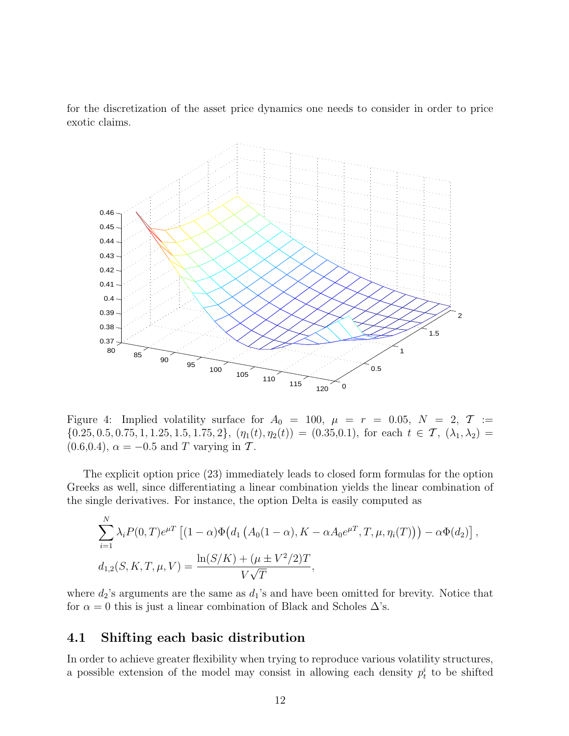for the discretization of the asset price dynamics one needs to consider in order to price exotic claims.

Figure 4: Implied volatility surface for $A_0 = 100$, $\mu = r = 0.05$, $N = 2$, $\mathcal{T} := \{0.25, 0.5, 0.75, 1, 1.25, 1.5, 1.75, 2\}$, $(\eta_1(t), \eta_2(t)) = (0.35, 0.1)$, for each $t \in \mathcal{T}$, $(\lambda_1, \lambda_2) = (0.6, 0.4)$, $\alpha = -0.5$ and $T$ varying in $\mathcal{T}$.

The explicit option price (23) immediately leads to closed form formulas for the option Greeks as well, since differentiating a linear combination yields the linear combination of the single derivatives. For instance, the option Delta is easily computed as

$$\sum_{i=1}^{N} \lambda_i P(0,T) e^{\mu T} \left[ (1-\alpha)\Phi\big(d_1\left(A_0(1-\alpha), K - \alpha A_0 e^{\mu T}, T, \mu, \eta_i(T)\right)\big) - \alpha \Phi(d_2) \right],$$

$$d_{1,2}(S, K, T, \mu, V) = \frac{\ln(S/K) + (\mu \pm V^2/2)T}{V\sqrt{T}},$$

where $d_2$'s arguments are the same as $d_1$'s and have been omitted for brevity. Notice that for $\alpha = 0$ this is just a linear combination of Black and Scholes $\Delta$'s.

## 4.1 Shifting each basic distribution

In order to achieve greater flexibility when trying to reproduce various volatility structures, a possible extension of the model may consist in allowing each density $p_t^i$ to be shifted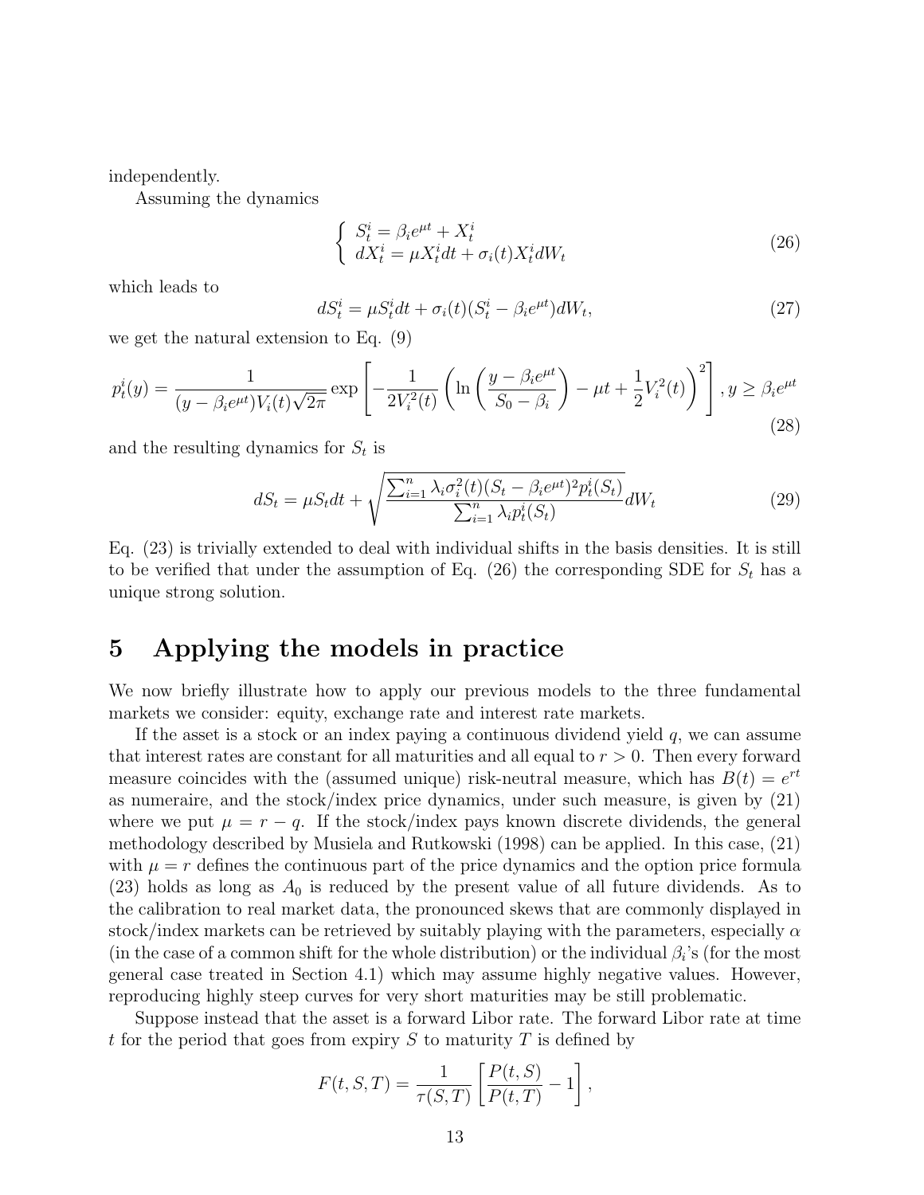independently.

Assuming the dynamics

$$
\left\{ \begin{array}{l} S_t^i = \beta_i e^{\mu t} + X_t^i \\ dX_t^i = \mu X_t^i dt + \sigma_i(t) X_t^i dW_t \end{array} \right. \tag{26}
$$

which leads to

$$
dS_t^i = \mu S_t^i dt + \sigma_i(t)(S_t^i - \beta_i e^{\mu t}) dW_t, \tag{27}
$$

we get the natural extension to Eq. (9)

$$
p_t^i(y) = \frac{1}{(y - \beta_i e^{\mu t}) V_i(t) \sqrt{2\pi}} \exp\left[ -\frac{1}{2V_i^2(t)} \left( \ln\left( \frac{y - \beta_i e^{\mu t}}{S_0 - \beta_i} \right) - \mu t + \frac{1}{2} V_i^2(t) \right)^2 \right], y \geq \beta_i e^{\mu t} \tag{28}
$$

and the resulting dynamics for $S_t$ is

$$
dS_t = \mu S_t dt + \sqrt{\frac{\sum_{i=1}^n \lambda_i \sigma_i^2(t)(S_t - \beta_i e^{\mu t})^2 p_t^i(S_t)}{\sum_{i=1}^n \lambda_i p_t^i(S_t)}} dW_t \tag{29}
$$

Eq. (23) is trivially extended to deal with individual shifts in the basis densities. It is still to be verified that under the assumption of Eq. (26) the corresponding SDE for $S_t$ has a unique strong solution.

# 5 Applying the models in practice

We now briefly illustrate how to apply our previous models to the three fundamental markets we consider: equity, exchange rate and interest rate markets.

If the asset is a stock or an index paying a continuous dividend yield $q$, we can assume that interest rates are constant for all maturities and all equal to $r > 0$. Then every forward measure coincides with the (assumed unique) risk-neutral measure, which has $B(t) = e^{rt}$ as numeraire, and the stock/index price dynamics, under such measure, is given by (21) where we put $\mu = r - q$. If the stock/index pays known discrete dividends, the general methodology described by Musiela and Rutkowski (1998) can be applied. In this case, (21) with $\mu = r$ defines the continuous part of the price dynamics and the option price formula (23) holds as long as $A_0$ is reduced by the present value of all future dividends. As to the calibration to real market data, the pronounced skews that are commonly displayed in stock/index markets can be retrieved by suitably playing with the parameters, especially $\alpha$ (in the case of a common shift for the whole distribution) or the individual $\beta_i$'s (for the most general case treated in Section 4.1) which may assume highly negative values. However, reproducing highly steep curves for very short maturities may be still problematic.

Suppose instead that the asset is a forward Libor rate. The forward Libor rate at time $t$ for the period that goes from expiry $S$ to maturity $T$ is defined by

$$
F(t, S, T) = \frac{1}{\tau(S, T)} \left[ \frac{P(t, S)}{P(t, T)} - 1 \right],
$$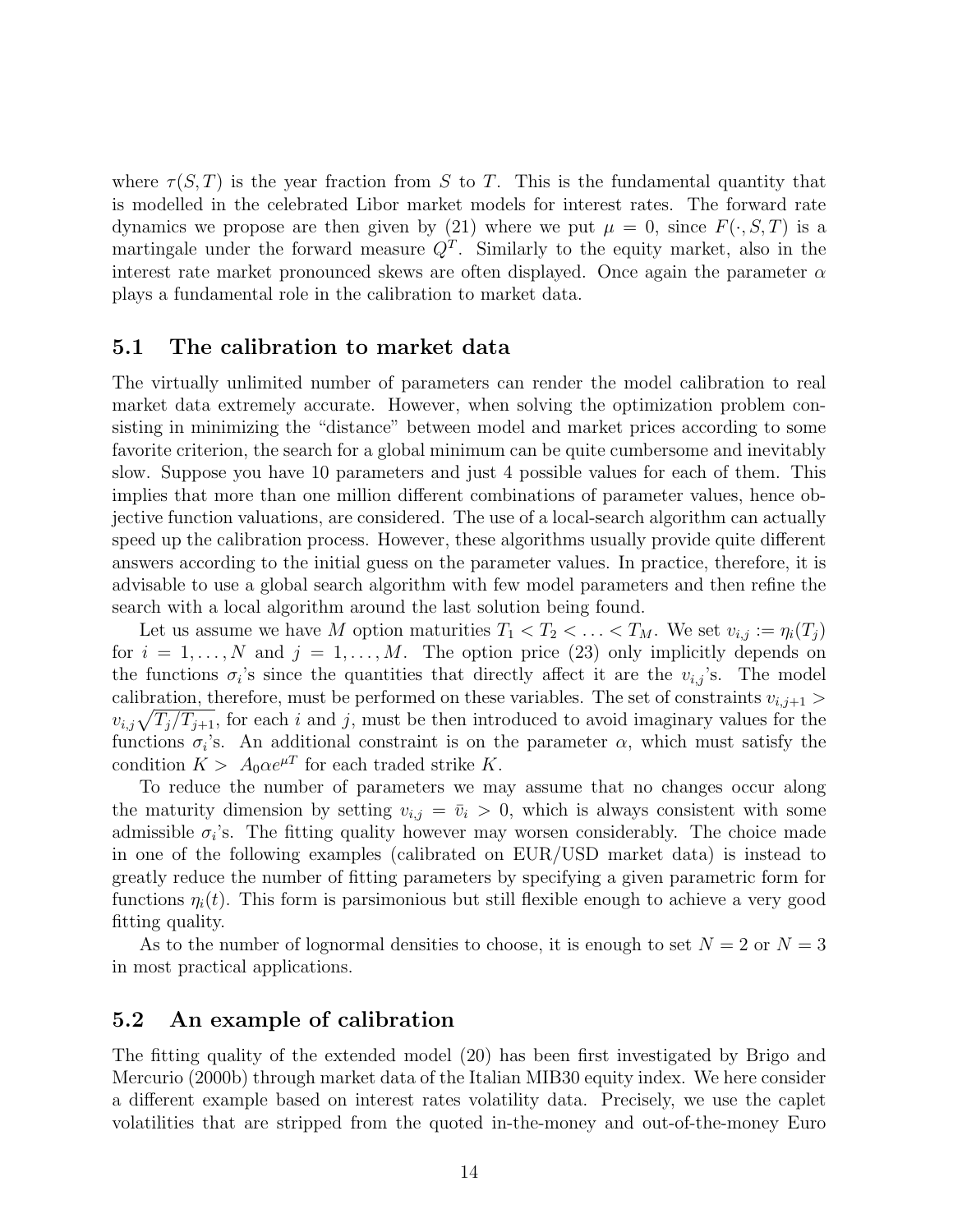where $\tau(S,T)$ is the year fraction from $S$ to $T$. This is the fundamental quantity that is modelled in the celebrated Libor market models for interest rates. The forward rate dynamics we propose are then given by (21) where we put $\mu = 0$, since $F(\cdot, S, T)$ is a martingale under the forward measure $Q^T$. Similarly to the equity market, also in the interest rate market pronounced skews are often displayed. Once again the parameter $\alpha$ plays a fundamental role in the calibration to market data.

## 5.1 The calibration to market data

The virtually unlimited number of parameters can render the model calibration to real market data extremely accurate. However, when solving the optimization problem consisting in minimizing the "distance" between model and market prices according to some favorite criterion, the search for a global minimum can be quite cumbersome and inevitably slow. Suppose you have 10 parameters and just 4 possible values for each of them. This implies that more than one million different combinations of parameter values, hence objective function valuations, are considered. The use of a local-search algorithm can actually speed up the calibration process. However, these algorithms usually provide quite different answers according to the initial guess on the parameter values. In practice, therefore, it is advisable to use a global search algorithm with few model parameters and then refine the search with a local algorithm around the last solution being found.

Let us assume we have $M$ option maturities $T_1 < T_2 < \ldots < T_M$. We set $v_{i,j} := \eta_i(T_j)$ for $i = 1, \ldots, N$ and $j = 1, \ldots, M$. The option price (23) only implicitly depends on the functions $\sigma_i$'s since the quantities that directly affect it are the $v_{i,j}$'s. The model calibration, therefore, must be performed on these variables. The set of constraints $v_{i,j+1} > v_{i,j}\sqrt{T_j/T_{j+1}}$, for each $i$ and $j$, must be then introduced to avoid imaginary values for the functions $\sigma_i$'s. An additional constraint is on the parameter $\alpha$, which must satisfy the condition $K > A_0 \alpha e^{\mu T}$ for each traded strike $K$.

To reduce the number of parameters we may assume that no changes occur along the maturity dimension by setting $v_{i,j} = \bar{v}_i > 0$, which is always consistent with some admissible $\sigma_i$'s. The fitting quality however may worsen considerably. The choice made in one of the following examples (calibrated on EUR/USD market data) is instead to greatly reduce the number of fitting parameters by specifying a given parametric form for functions $\eta_i(t)$. This form is parsimonious but still flexible enough to achieve a very good fitting quality.

As to the number of lognormal densities to choose, it is enough to set $N = 2$ or $N = 3$ in most practical applications.

## 5.2 An example of calibration

The fitting quality of the extended model (20) has been first investigated by Brigo and Mercurio (2000b) through market data of the Italian MIB30 equity index. We here consider a different example based on interest rates volatility data. Precisely, we use the caplet volatilities that are stripped from the quoted in-the-money and out-of-the-money Euro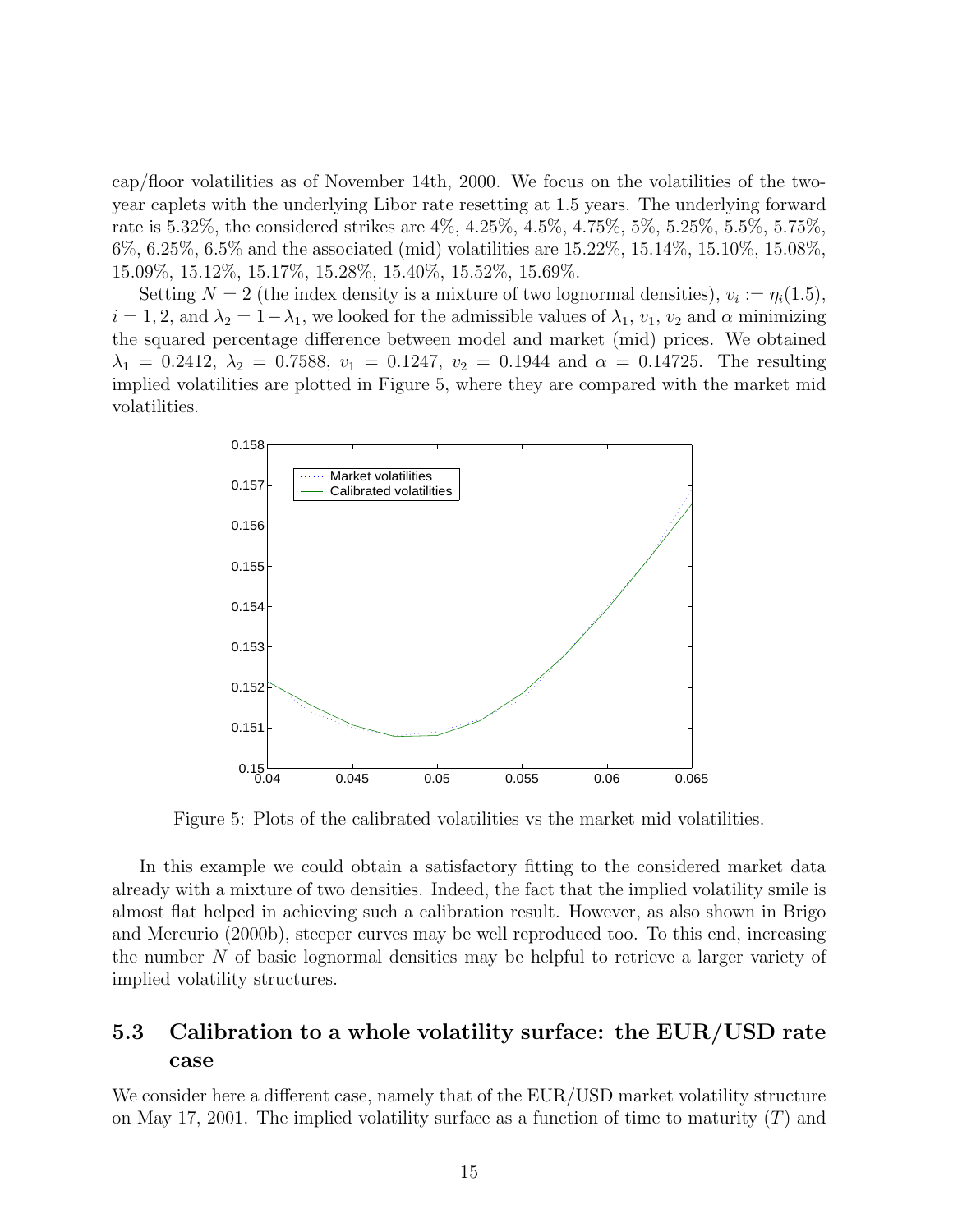cap/floor volatilities as of November 14th, 2000. We focus on the volatilities of the two-year caplets with the underlying Libor rate resetting at 1.5 years. The underlying forward rate is 5.32%, the considered strikes are 4%, 4.25%, 4.5%, 4.75%, 5%, 5.25%, 5.5%, 5.75%, 6%, 6.25%, 6.5% and the associated (mid) volatilities are 15.22%, 15.14%, 15.10%, 15.08%, 15.09%, 15.12%, 15.17%, 15.28%, 15.40%, 15.52%, 15.69%.

Setting $N = 2$ (the index density is a mixture of two lognormal densities), $v_i := \eta_i(1.5)$, $i = 1, 2$, and $\lambda_2 = 1 - \lambda_1$, we looked for the admissible values of $\lambda_1$, $v_1$, $v_2$ and $\alpha$ minimizing the squared percentage difference between model and market (mid) prices. We obtained $\lambda_1 = 0.2412$, $\lambda_2 = 0.7588$, $v_1 = 0.1247$, $v_2 = 0.1944$ and $\alpha = 0.14725$. The resulting implied volatilities are plotted in Figure 5, where they are compared with the market mid volatilities.

Figure 5: Plots of the calibrated volatilities vs the market mid volatilities.

In this example we could obtain a satisfactory fitting to the considered market data already with a mixture of two densities. Indeed, the fact that the implied volatility smile is almost flat helped in achieving such a calibration result. However, as also shown in Brigo and Mercurio (2000b), steeper curves may be well reproduced too. To this end, increasing the number $N$ of basic lognormal densities may be helpful to retrieve a larger variety of implied volatility structures.

## 5.3 Calibration to a whole volatility surface: the EUR/USD rate case

We consider here a different case, namely that of the EUR/USD market volatility structure on May 17, 2001. The implied volatility surface as a function of time to maturity ($T$) and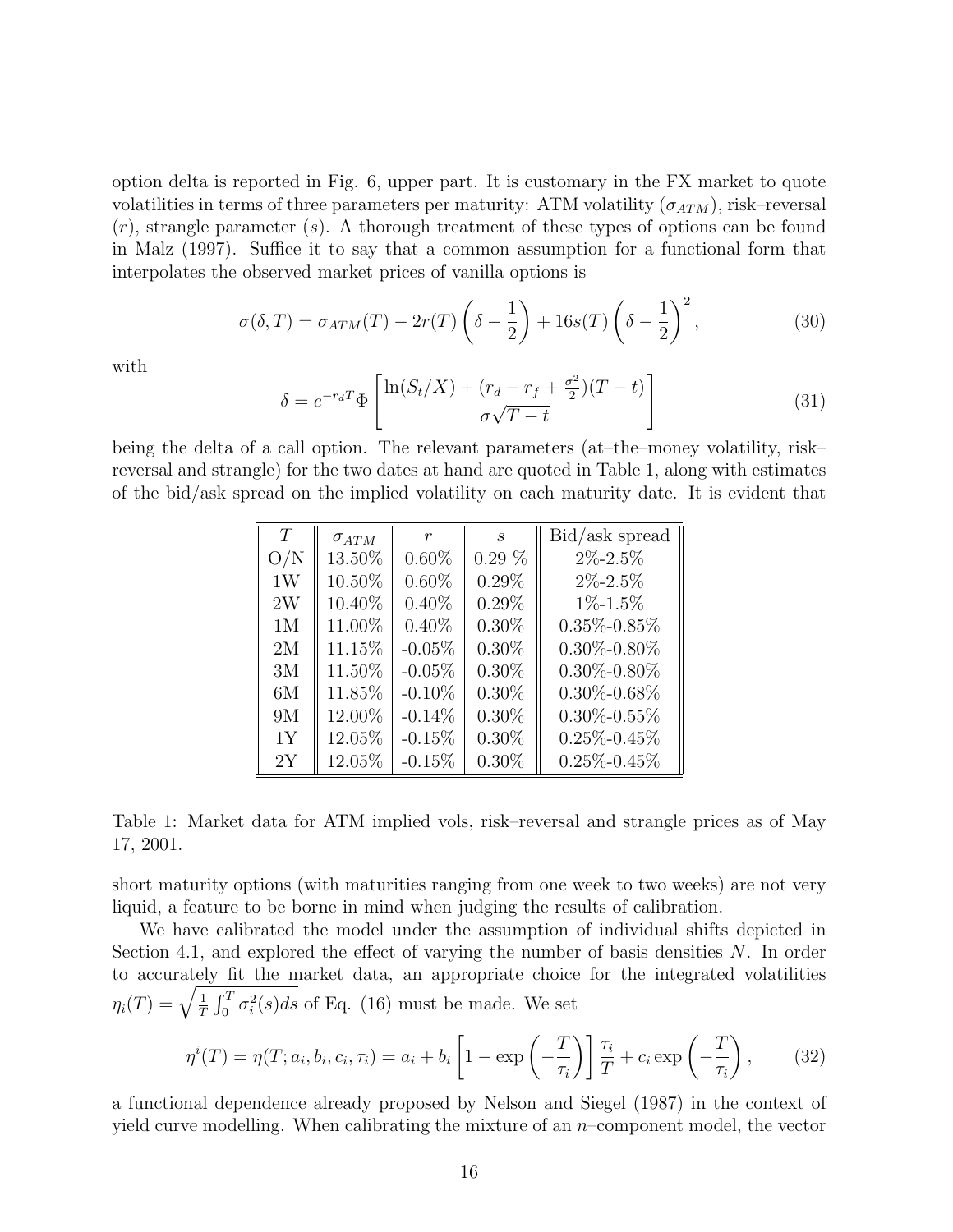option delta is reported in Fig. 6, upper part. It is customary in the FX market to quote volatilities in terms of three parameters per maturity: ATM volatility ($\sigma_{ATM}$), risk–reversal ($r$), strangle parameter ($s$). A thorough treatment of these types of options can be found in Malz (1997). Suffice it to say that a common assumption for a functional form that interpolates the observed market prices of vanilla options is

$$\sigma(\delta, T) = \sigma_{ATM}(T) - 2r(T)\left(\delta - \frac{1}{2}\right) + 16s(T)\left(\delta - \frac{1}{2}\right)^2, \tag{30}$$

with

$$\delta = e^{-r_d T}\Phi\left[\frac{\ln(S_t/X) + (r_d - r_f + \frac{\sigma^2}{2})(T-t)}{\sigma\sqrt{T-t}}\right] \tag{31}$$

being the delta of a call option. The relevant parameters (at–the–money volatility, risk–reversal and strangle) for the two dates at hand are quoted in Table 1, along with estimates of the bid/ask spread on the implied volatility on each maturity date. It is evident that

| $T$ | $\sigma_{ATM}$ | $r$ | $s$ | Bid/ask spread |
|---|---|---|---|---|
| O/N | 13.50% | 0.60% | 0.29 % | 2%-2.5% |
| 1W | 10.50% | 0.60% | 0.29% | 2%-2.5% |
| 2W | 10.40% | 0.40% | 0.29% | 1%-1.5% |
| 1M | 11.00% | 0.40% | 0.30% | 0.35%-0.85% |
| 2M | 11.15% | -0.05% | 0.30% | 0.30%-0.80% |
| 3M | 11.50% | -0.05% | 0.30% | 0.30%-0.80% |
| 6M | 11.85% | -0.10% | 0.30% | 0.30%-0.68% |
| 9M | 12.00% | -0.14% | 0.30% | 0.30%-0.55% |
| 1Y | 12.05% | -0.15% | 0.30% | 0.25%-0.45% |
| 2Y | 12.05% | -0.15% | 0.30% | 0.25%-0.45% |

Table 1: Market data for ATM implied vols, risk–reversal and strangle prices as of May 17, 2001.

short maturity options (with maturities ranging from one week to two weeks) are not very liquid, a feature to be borne in mind when judging the results of calibration.

We have calibrated the model under the assumption of individual shifts depicted in Section 4.1, and explored the effect of varying the number of basis densities $N$. In order to accurately fit the market data, an appropriate choice for the integrated volatilities $\eta_i(T) = \sqrt{\frac{1}{T}\int_0^T \sigma_i^2(s)ds}$ of Eq. (16) must be made. We set

$$\eta^i(T) = \eta(T; a_i, b_i, c_i, \tau_i) = a_i + b_i\left[1 - \exp\left(-\frac{T}{\tau_i}\right)\right]\frac{\tau_i}{T} + c_i \exp\left(-\frac{T}{\tau_i}\right), \tag{32}$$

a functional dependence already proposed by Nelson and Siegel (1987) in the context of yield curve modelling. When calibrating the mixture of an $n$–component model, the vector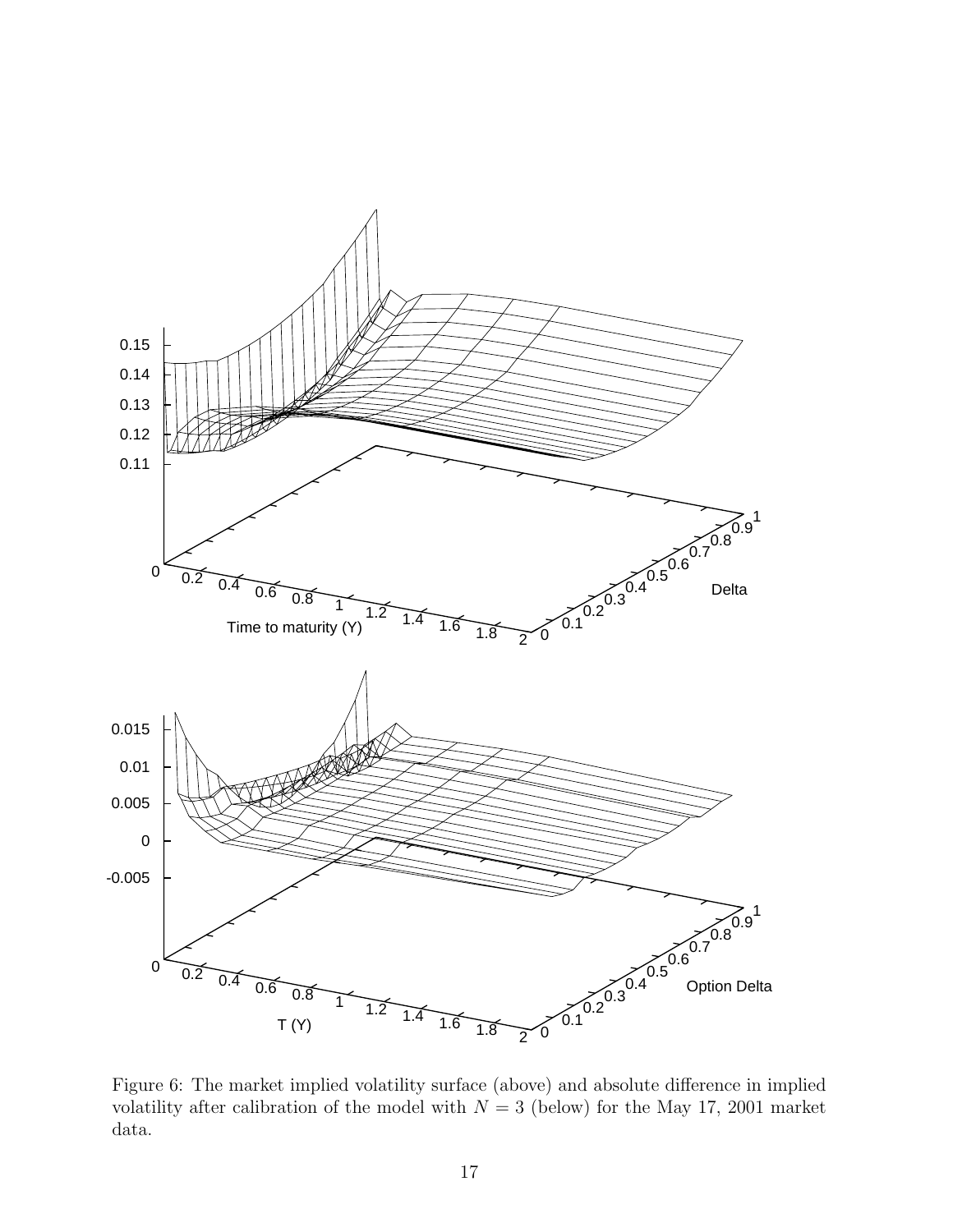Figure 6: The market implied volatility surface (above) and absolute difference in implied volatility after calibration of the model with $N = 3$ (below) for the May 17, 2001 market data.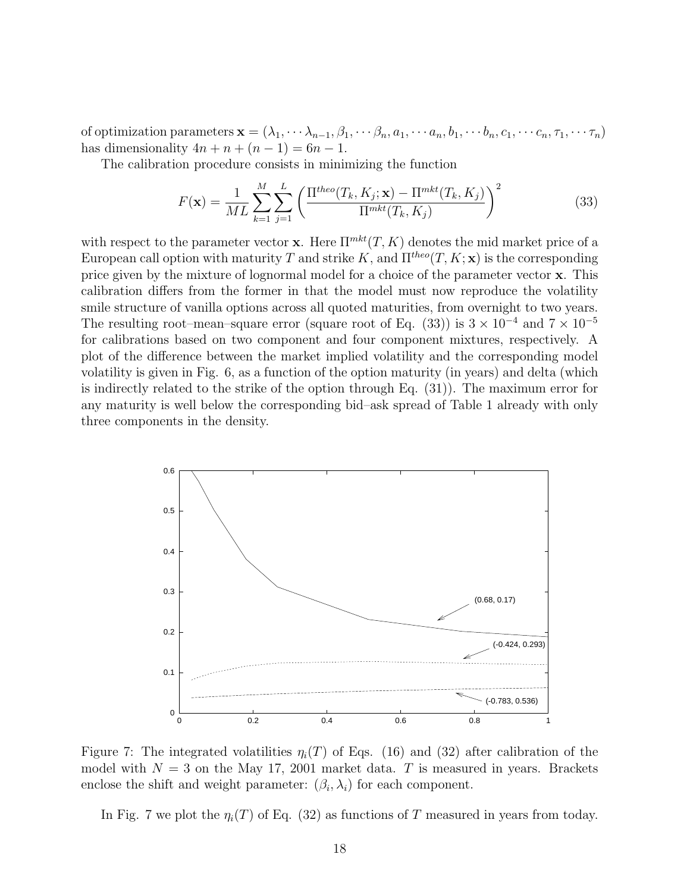of optimization parameters $\mathbf{x} = (\lambda_1, \cdots \lambda_{n-1}, \beta_1, \cdots \beta_n, a_1, \cdots a_n, b_1, \cdots b_n, c_1, \cdots c_n, \tau_1, \cdots \tau_n)$ has dimensionality $4n + n + (n-1) = 6n - 1$.

The calibration procedure consists in minimizing the function

$$F(\mathbf{x}) = \frac{1}{ML} \sum_{k=1}^{M} \sum_{j=1}^{L} \left( \frac{\Pi^{theo}(T_k, K_j; \mathbf{x}) - \Pi^{mkt}(T_k, K_j)}{\Pi^{mkt}(T_k, K_j)} \right)^2 \tag{33}$$

with respect to the parameter vector $\mathbf{x}$. Here $\Pi^{mkt}(T, K)$ denotes the mid market price of a European call option with maturity $T$ and strike $K$, and $\Pi^{theo}(T, K; \mathbf{x})$ is the corresponding price given by the mixture of lognormal model for a choice of the parameter vector $\mathbf{x}$. This calibration differs from the former in that the model must now reproduce the volatility smile structure of vanilla options across all quoted maturities, from overnight to two years. The resulting root–mean–square error (square root of Eq. (33)) is $3 \times 10^{-4}$ and $7 \times 10^{-5}$ for calibrations based on two component and four component mixtures, respectively. A plot of the difference between the market implied volatility and the corresponding model volatility is given in Fig. 6, as a function of the option maturity (in years) and delta (which is indirectly related to the strike of the option through Eq. (31)). The maximum error for any maturity is well below the corresponding bid–ask spread of Table 1 already with only three components in the density.

Figure 7: The integrated volatilities $\eta_i(T)$ of Eqs. (16) and (32) after calibration of the model with $N = 3$ on the May 17, 2001 market data. $T$ is measured in years. Brackets enclose the shift and weight parameter: $(\beta_i, \lambda_i)$ for each component.

In Fig. 7 we plot the $\eta_i(T)$ of Eq. (32) as functions of $T$ measured in years from today.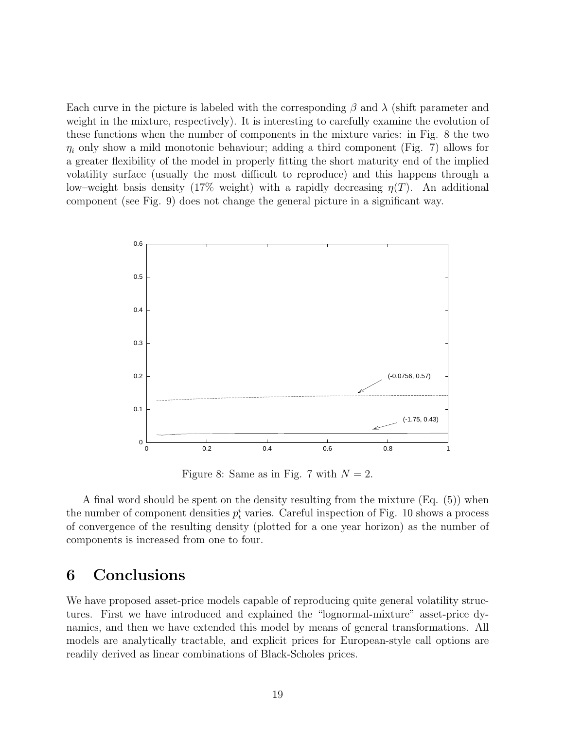Each curve in the picture is labeled with the corresponding $\beta$ and $\lambda$ (shift parameter and weight in the mixture, respectively). It is interesting to carefully examine the evolution of these functions when the number of components in the mixture varies: in Fig. 8 the two $\eta_i$ only show a mild monotonic behaviour; adding a third component (Fig. 7) allows for a greater flexibility of the model in properly fitting the short maturity end of the implied volatility surface (usually the most difficult to reproduce) and this happens through a low–weight basis density (17% weight) with a rapidly decreasing $\eta(T)$. An additional component (see Fig. 9) does not change the general picture in a significant way.

Figure 8: Same as in Fig. 7 with $N = 2$.

A final word should be spent on the density resulting from the mixture (Eq. (5)) when the number of component densities $p_t^i$ varies. Careful inspection of Fig. 10 shows a process of convergence of the resulting density (plotted for a one year horizon) as the number of components is increased from one to four.

# 6 Conclusions

We have proposed asset-price models capable of reproducing quite general volatility structures. First we have introduced and explained the "lognormal-mixture" asset-price dynamics, and then we have extended this model by means of general transformations. All models are analytically tractable, and explicit prices for European-style call options are readily derived as linear combinations of Black-Scholes prices.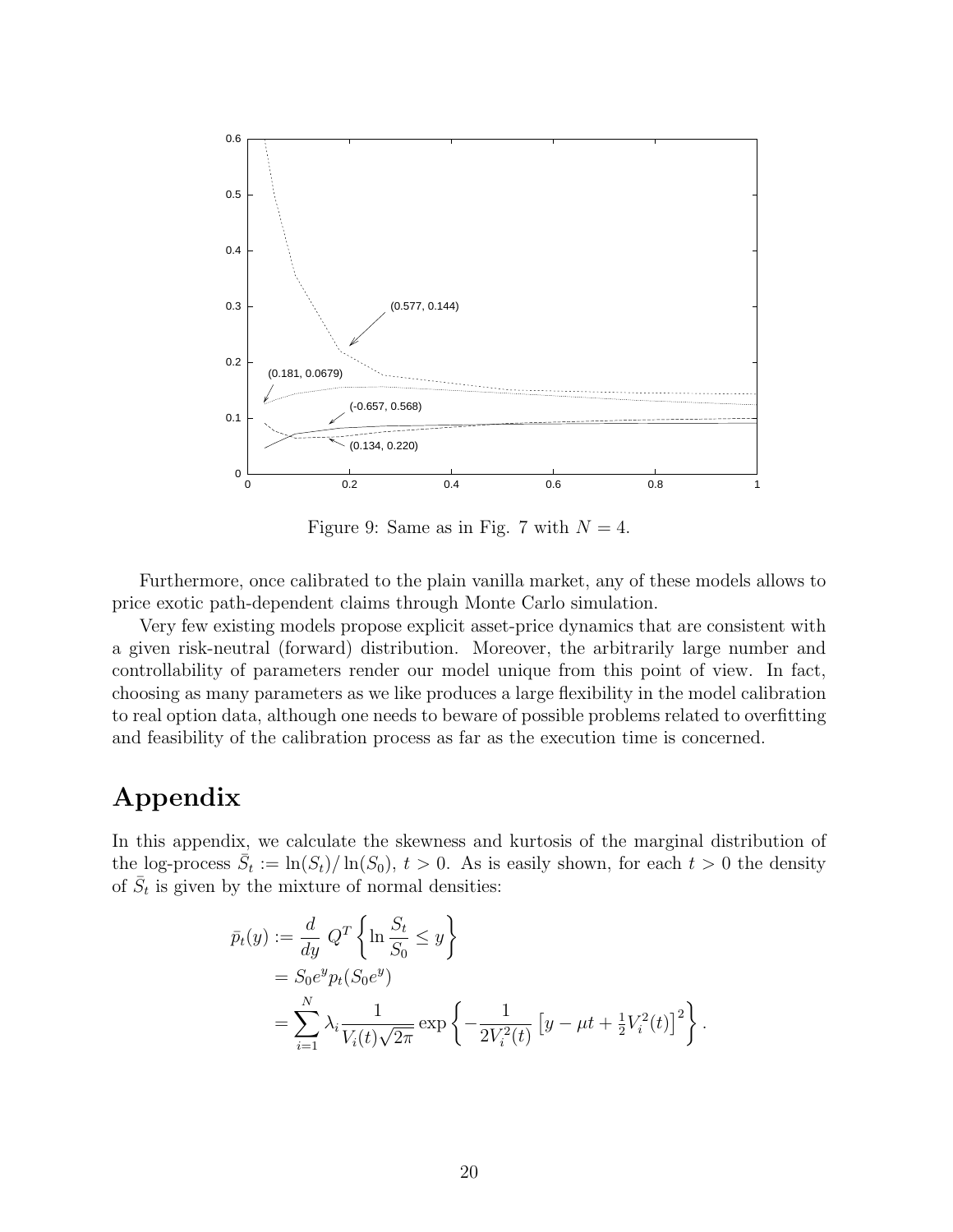Figure 9: Same as in Fig. 7 with $N = 4$.

Furthermore, once calibrated to the plain vanilla market, any of these models allows to price exotic path-dependent claims through Monte Carlo simulation.

Very few existing models propose explicit asset-price dynamics that are consistent with a given risk-neutral (forward) distribution. Moreover, the arbitrarily large number and controllability of parameters render our model unique from this point of view. In fact, choosing as many parameters as we like produces a large flexibility in the model calibration to real option data, although one needs to beware of possible problems related to overfitting and feasibility of the calibration process as far as the execution time is concerned.

# Appendix

In this appendix, we calculate the skewness and kurtosis of the marginal distribution of the log-process $\bar{S}_t := \ln(S_t)/\ln(S_0)$, $t > 0$. As is easily shown, for each $t > 0$ the density of $\bar{S}_t$ is given by the mixture of normal densities:

$$
\begin{aligned}
\bar{p}_t(y) &:= \frac{d}{dy}\, Q^T\left\{\ln \frac{S_t}{S_0} \leq y\right\} \\
&= S_0 e^y p_t(S_0 e^y) \\
&= \sum_{i=1}^{N} \lambda_i \frac{1}{V_i(t)\sqrt{2\pi}} \exp\left\{-\frac{1}{2V_i^2(t)}\left[y - \mu t + \tfrac{1}{2}V_i^2(t)\right]^2\right\}.
\end{aligned}
$$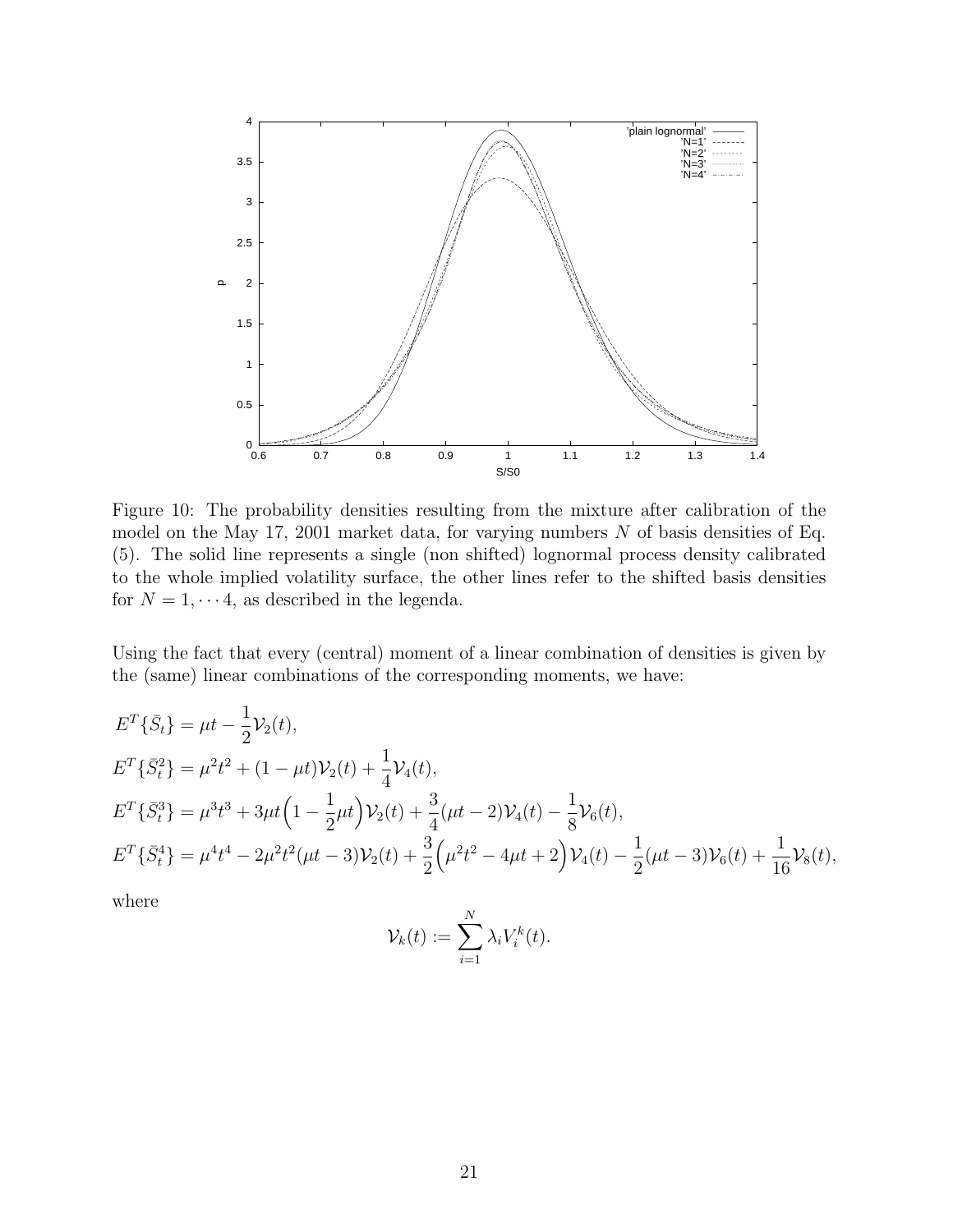Figure 10: The probability densities resulting from the mixture after calibration of the model on the May 17, 2001 market data, for varying numbers $N$ of basis densities of Eq. (5). The solid line represents a single (non shifted) lognormal process density calibrated to the whole implied volatility surface, the other lines refer to the shifted basis densities for $N = 1, \cdots 4$, as described in the legenda.

Using the fact that every (central) moment of a linear combination of densities is given by the (same) linear combinations of the corresponding moments, we have:

$$
\begin{aligned}
E^T\{\bar{S}_t\} &= \mu t - \frac{1}{2}\mathcal{V}_2(t), \\
E^T\{\bar{S}_t^2\} &= \mu^2 t^2 + (1-\mu t)\mathcal{V}_2(t) + \frac{1}{4}\mathcal{V}_4(t), \\
E^T\{\bar{S}_t^3\} &= \mu^3 t^3 + 3\mu t\Big(1 - \frac{1}{2}\mu t\Big)\mathcal{V}_2(t) + \frac{3}{4}(\mu t - 2)\mathcal{V}_4(t) - \frac{1}{8}\mathcal{V}_6(t), \\
E^T\{\bar{S}_t^4\} &= \mu^4 t^4 - 2\mu^2 t^2(\mu t - 3)\mathcal{V}_2(t) + \frac{3}{2}\Big(\mu^2 t^2 - 4\mu t + 2\Big)\mathcal{V}_4(t) - \frac{1}{2}(\mu t - 3)\mathcal{V}_6(t) + \frac{1}{16}\mathcal{V}_8(t),
\end{aligned}
$$

where

$$
\mathcal{V}_k(t) := \sum_{i=1}^{N} \lambda_i V_i^k(t).
$$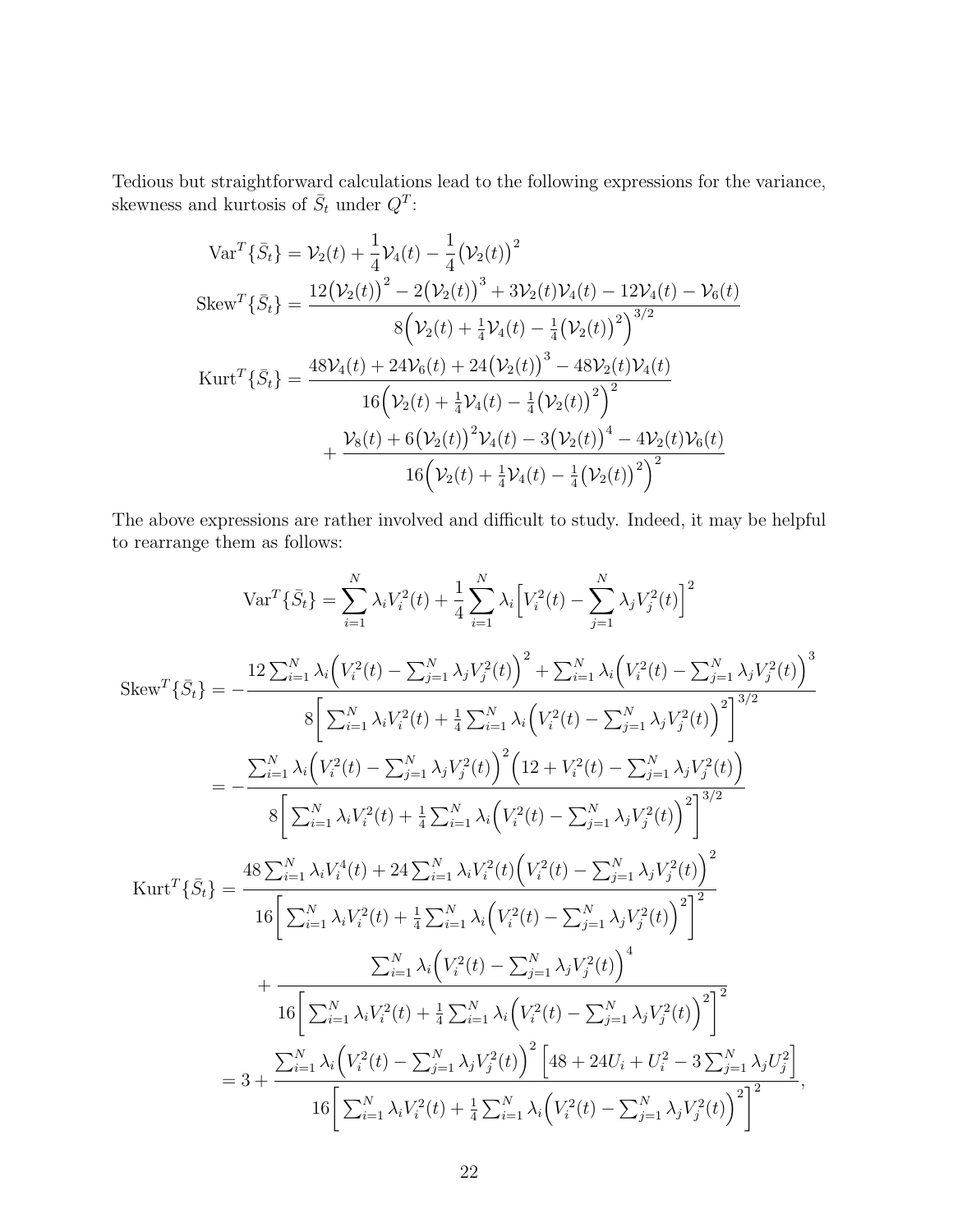Tedious but straightforward calculations lead to the following expressions for the variance, skewness and kurtosis of $\bar{S}_t$ under $Q^T$:

$$
\begin{aligned}
\mathrm{Var}^T\{\bar{S}_t\} &= \mathcal{V}_2(t) + \frac{1}{4}\mathcal{V}_4(t) - \frac{1}{4}\big(\mathcal{V}_2(t)\big)^2 \\
\mathrm{Skew}^T\{\bar{S}_t\} &= \frac{12\big(\mathcal{V}_2(t)\big)^2 - 2\big(\mathcal{V}_2(t)\big)^3 + 3\mathcal{V}_2(t)\mathcal{V}_4(t) - 12\mathcal{V}_4(t) - \mathcal{V}_6(t)}{8\Big(\mathcal{V}_2(t) + \frac{1}{4}\mathcal{V}_4(t) - \frac{1}{4}\big(\mathcal{V}_2(t)\big)^2\Big)^{3/2}} \\
\mathrm{Kurt}^T\{\bar{S}_t\} &= \frac{48\mathcal{V}_4(t) + 24\mathcal{V}_6(t) + 24\big(\mathcal{V}_2(t)\big)^3 - 48\mathcal{V}_2(t)\mathcal{V}_4(t)}{16\Big(\mathcal{V}_2(t) + \frac{1}{4}\mathcal{V}_4(t) - \frac{1}{4}\big(\mathcal{V}_2(t)\big)^2\Big)^2} \\
&\quad + \frac{\mathcal{V}_8(t) + 6\big(\mathcal{V}_2(t)\big)^2\mathcal{V}_4(t) - 3\big(\mathcal{V}_2(t)\big)^4 - 4\mathcal{V}_2(t)\mathcal{V}_6(t)}{16\Big(\mathcal{V}_2(t) + \frac{1}{4}\mathcal{V}_4(t) - \frac{1}{4}\big(\mathcal{V}_2(t)\big)^2\Big)^2}
\end{aligned}
$$

The above expressions are rather involved and difficult to study. Indeed, it may be helpful to rearrange them as follows:

$$
\mathrm{Var}^T\{\bar{S}_t\} = \sum_{i=1}^N \lambda_i V_i^2(t) + \frac{1}{4}\sum_{i=1}^N \lambda_i \Big[V_i^2(t) - \sum_{j=1}^N \lambda_j V_j^2(t)\Big]^2
$$

$$
\begin{aligned}
\mathrm{Skew}^T\{\bar{S}_t\} &= -\frac{12\sum_{i=1}^N \lambda_i\Big(V_i^2(t) - \sum_{j=1}^N \lambda_j V_j^2(t)\Big)^2 + \sum_{i=1}^N \lambda_i\Big(V_i^2(t) - \sum_{j=1}^N \lambda_j V_j^2(t)\Big)^3}{8\bigg[\sum_{i=1}^N \lambda_i V_i^2(t) + \frac{1}{4}\sum_{i=1}^N \lambda_i\Big(V_i^2(t) - \sum_{j=1}^N \lambda_j V_j^2(t)\Big)^2\bigg]^{3/2}} \\
&= -\frac{\sum_{i=1}^N \lambda_i\Big(V_i^2(t) - \sum_{j=1}^N \lambda_j V_j^2(t)\Big)^2\Big(12 + V_i^2(t) - \sum_{j=1}^N \lambda_j V_j^2(t)\Big)}{8\bigg[\sum_{i=1}^N \lambda_i V_i^2(t) + \frac{1}{4}\sum_{i=1}^N \lambda_i\Big(V_i^2(t) - \sum_{j=1}^N \lambda_j V_j^2(t)\Big)^2\bigg]^{3/2}}
\end{aligned}
$$

$$
\begin{aligned}
\mathrm{Kurt}^T\{\bar{S}_t\} &= \frac{48\sum_{i=1}^N \lambda_i V_i^4(t) + 24\sum_{i=1}^N \lambda_i V_i^2(t)\Big(V_i^2(t) - \sum_{j=1}^N \lambda_j V_j^2(t)\Big)^2}{16\bigg[\sum_{i=1}^N \lambda_i V_i^2(t) + \frac{1}{4}\sum_{i=1}^N \lambda_i\Big(V_i^2(t) - \sum_{j=1}^N \lambda_j V_j^2(t)\Big)^2\bigg]^2} \\
&\quad + \frac{\sum_{i=1}^N \lambda_i\Big(V_i^2(t) - \sum_{j=1}^N \lambda_j V_j^2(t)\Big)^4}{16\bigg[\sum_{i=1}^N \lambda_i V_i^2(t) + \frac{1}{4}\sum_{i=1}^N \lambda_i\Big(V_i^2(t) - \sum_{j=1}^N \lambda_j V_j^2(t)\Big)^2\bigg]^2} \\
&= 3 + \frac{\sum_{i=1}^N \lambda_i\Big(V_i^2(t) - \sum_{j=1}^N \lambda_j V_j^2(t)\Big)^2\Big[48 + 24U_i + U_i^2 - 3\sum_{j=1}^N \lambda_j U_j^2\Big]}{16\bigg[\sum_{i=1}^N \lambda_i V_i^2(t) + \frac{1}{4}\sum_{i=1}^N \lambda_i\Big(V_i^2(t) - \sum_{j=1}^N \lambda_j V_j^2(t)\Big)^2\bigg]^2},
\end{aligned}
$$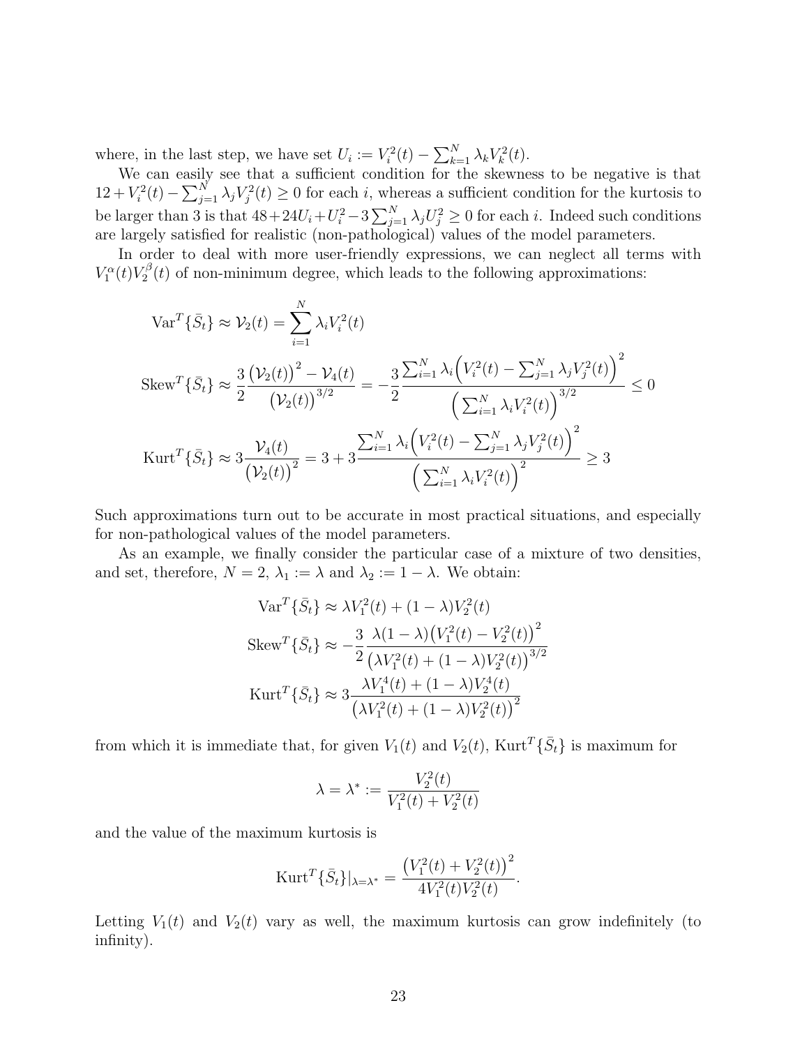where, in the last step, we have set $U_i := V_i^2(t) - \sum_{k=1}^N \lambda_k V_k^2(t)$.

We can easily see that a sufficient condition for the skewness to be negative is that $12 + V_i^2(t) - \sum_{j=1}^N \lambda_j V_j^2(t) \geq 0$ for each $i$, whereas a sufficient condition for the kurtosis to be larger than 3 is that $48 + 24U_i + U_i^2 - 3\sum_{j=1}^N \lambda_j U_j^2 \geq 0$ for each $i$. Indeed such conditions are largely satisfied for realistic (non-pathological) values of the model parameters.

In order to deal with more user-friendly expressions, we can neglect all terms with $V_1^\alpha(t) V_2^\beta(t)$ of non-minimum degree, which leads to the following approximations:

$$
\begin{aligned}
\mathrm{Var}^T\{\bar{S}_t\} &\approx \mathcal{V}_2(t) = \sum_{i=1}^N \lambda_i V_i^2(t) \\
\mathrm{Skew}^T\{\bar{S}_t\} &\approx \frac{3}{2} \frac{\big(\mathcal{V}_2(t)\big)^2 - \mathcal{V}_4(t)}{\big(\mathcal{V}_2(t)\big)^{3/2}} = -\frac{3}{2} \frac{\sum_{i=1}^N \lambda_i \Big(V_i^2(t) - \sum_{j=1}^N \lambda_j V_j^2(t)\Big)^2}{\Big(\sum_{i=1}^N \lambda_i V_i^2(t)\Big)^{3/2}} \leq 0 \\
\mathrm{Kurt}^T\{\bar{S}_t\} &\approx 3 \frac{\mathcal{V}_4(t)}{\big(\mathcal{V}_2(t)\big)^2} = 3 + 3 \frac{\sum_{i=1}^N \lambda_i \Big(V_i^2(t) - \sum_{j=1}^N \lambda_j V_j^2(t)\Big)^2}{\Big(\sum_{i=1}^N \lambda_i V_i^2(t)\Big)^2} \geq 3
\end{aligned}
$$

Such approximations turn out to be accurate in most practical situations, and especially for non-pathological values of the model parameters.

As an example, we finally consider the particular case of a mixture of two densities, and set, therefore, $N = 2$, $\lambda_1 := \lambda$ and $\lambda_2 := 1 - \lambda$. We obtain:

$$
\begin{aligned}
\mathrm{Var}^T\{\bar{S}_t\} &\approx \lambda V_1^2(t) + (1-\lambda) V_2^2(t) \\
\mathrm{Skew}^T\{\bar{S}_t\} &\approx -\frac{3}{2} \frac{\lambda(1-\lambda)\big(V_1^2(t) - V_2^2(t)\big)^2}{\big(\lambda V_1^2(t) + (1-\lambda) V_2^2(t)\big)^{3/2}} \\
\mathrm{Kurt}^T\{\bar{S}_t\} &\approx 3 \frac{\lambda V_1^4(t) + (1-\lambda) V_2^4(t)}{\big(\lambda V_1^2(t) + (1-\lambda) V_2^2(t)\big)^2}
\end{aligned}
$$

from which it is immediate that, for given $V_1(t)$ and $V_2(t)$, $\mathrm{Kurt}^T\{\bar{S}_t\}$ is maximum for

$$
\lambda = \lambda^* := \frac{V_2^2(t)}{V_1^2(t) + V_2^2(t)}
$$

and the value of the maximum kurtosis is

$$
\mathrm{Kurt}^T\{\bar{S}_t\}|_{\lambda=\lambda^*} = \frac{\big(V_1^2(t) + V_2^2(t)\big)^2}{4V_1^2(t)V_2^2(t)}.
$$

Letting $V_1(t)$ and $V_2(t)$ vary as well, the maximum kurtosis can grow indefinitely (to infinity).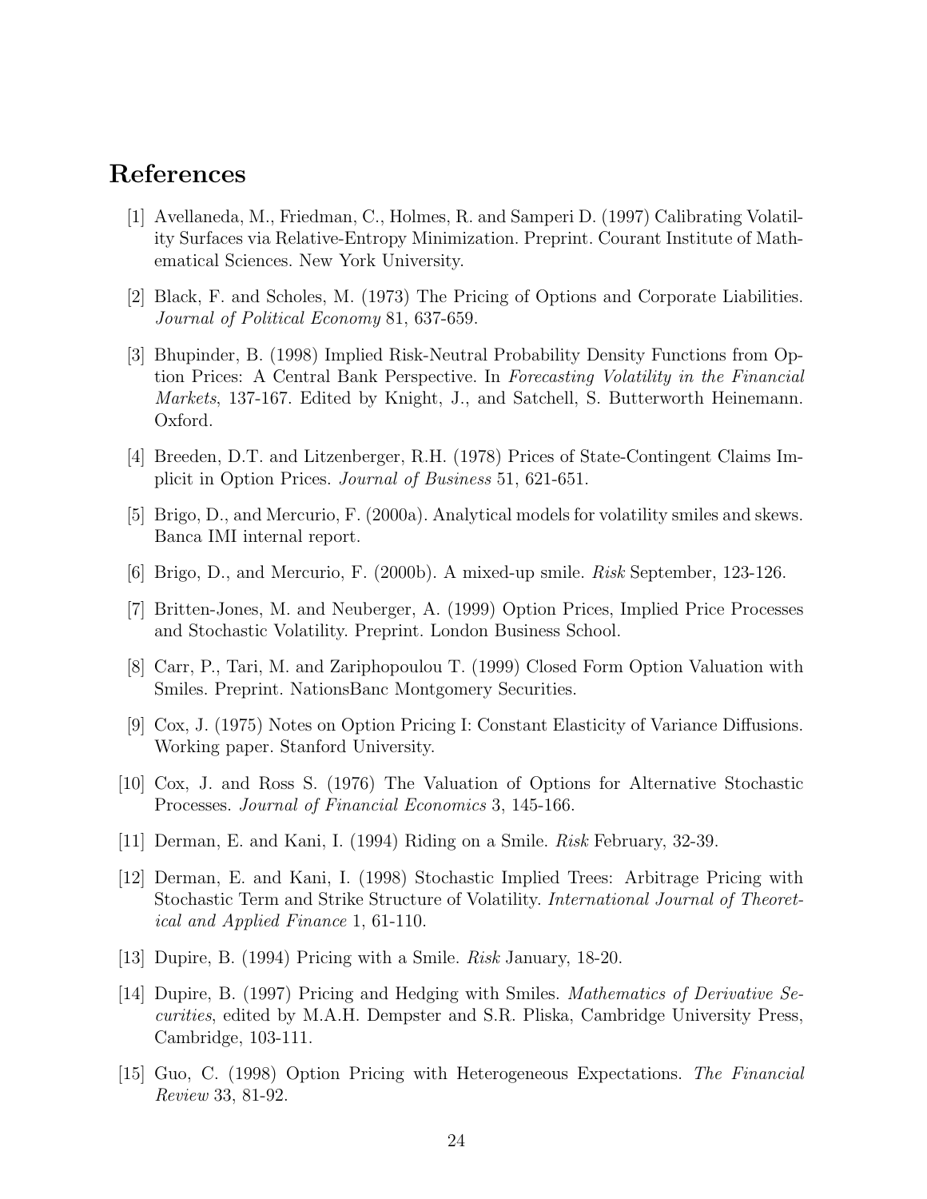## References

[1] Avellaneda, M., Friedman, C., Holmes, R. and Samperi D. (1997) Calibrating Volatility Surfaces via Relative-Entropy Minimization. Preprint. Courant Institute of Mathematical Sciences. New York University.

[2] Black, F. and Scholes, M. (1973) The Pricing of Options and Corporate Liabilities. *Journal of Political Economy* 81, 637-659.

[3] Bhupinder, B. (1998) Implied Risk-Neutral Probability Density Functions from Option Prices: A Central Bank Perspective. In *Forecasting Volatility in the Financial Markets*, 137-167. Edited by Knight, J., and Satchell, S. Butterworth Heinemann. Oxford.

[4] Breeden, D.T. and Litzenberger, R.H. (1978) Prices of State-Contingent Claims Implicit in Option Prices. *Journal of Business* 51, 621-651.

[5] Brigo, D., and Mercurio, F. (2000a). Analytical models for volatility smiles and skews. Banca IMI internal report.

[6] Brigo, D., and Mercurio, F. (2000b). A mixed-up smile. *Risk* September, 123-126.

[7] Britten-Jones, M. and Neuberger, A. (1999) Option Prices, Implied Price Processes and Stochastic Volatility. Preprint. London Business School.

[8] Carr, P., Tari, M. and Zariphopoulou T. (1999) Closed Form Option Valuation with Smiles. Preprint. NationsBanc Montgomery Securities.

[9] Cox, J. (1975) Notes on Option Pricing I: Constant Elasticity of Variance Diffusions. Working paper. Stanford University.

[10] Cox, J. and Ross S. (1976) The Valuation of Options for Alternative Stochastic Processes. *Journal of Financial Economics* 3, 145-166.

[11] Derman, E. and Kani, I. (1994) Riding on a Smile. *Risk* February, 32-39.

[12] Derman, E. and Kani, I. (1998) Stochastic Implied Trees: Arbitrage Pricing with Stochastic Term and Strike Structure of Volatility. *International Journal of Theoretical and Applied Finance* 1, 61-110.

[13] Dupire, B. (1994) Pricing with a Smile. *Risk* January, 18-20.

[14] Dupire, B. (1997) Pricing and Hedging with Smiles. *Mathematics of Derivative Securities*, edited by M.A.H. Dempster and S.R. Pliska, Cambridge University Press, Cambridge, 103-111.

[15] Guo, C. (1998) Option Pricing with Heterogeneous Expectations. *The Financial Review* 33, 81-92.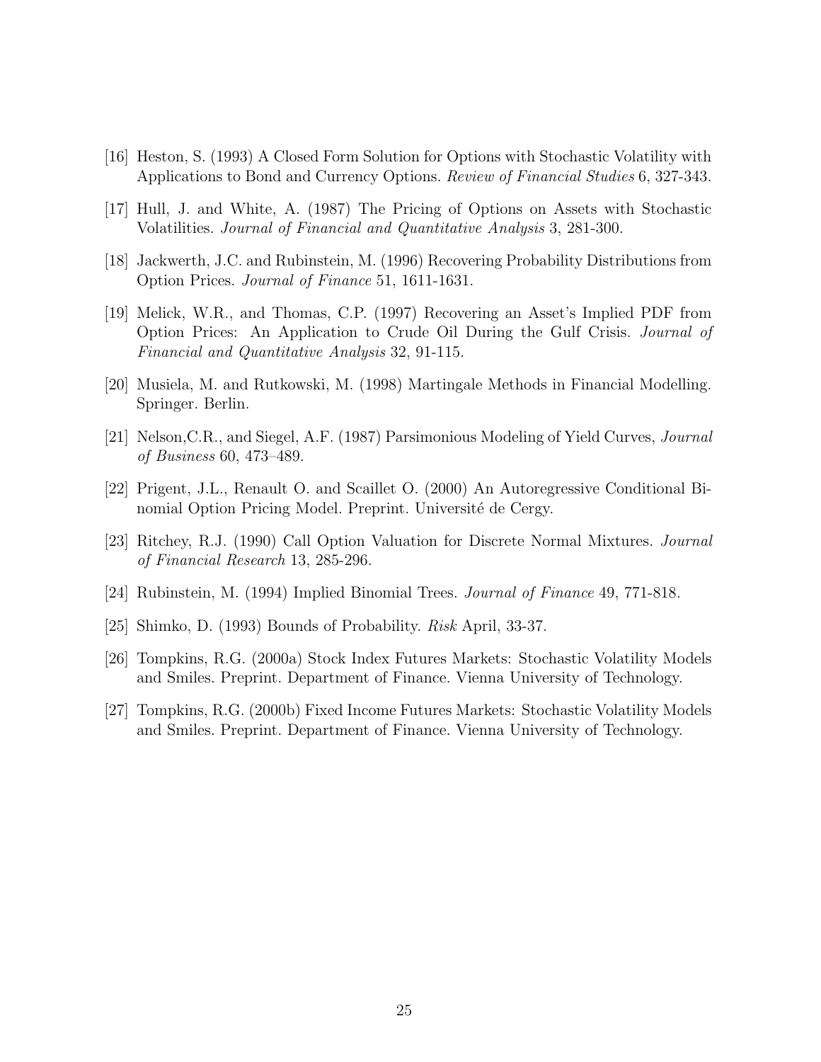[16] Heston, S. (1993) A Closed Form Solution for Options with Stochastic Volatility with Applications to Bond and Currency Options. *Review of Financial Studies* 6, 327-343.

[17] Hull, J. and White, A. (1987) The Pricing of Options on Assets with Stochastic Volatilities. *Journal of Financial and Quantitative Analysis* 3, 281-300.

[18] Jackwerth, J.C. and Rubinstein, M. (1996) Recovering Probability Distributions from Option Prices. *Journal of Finance* 51, 1611-1631.

[19] Melick, W.R., and Thomas, C.P. (1997) Recovering an Asset's Implied PDF from Option Prices: An Application to Crude Oil During the Gulf Crisis. *Journal of Financial and Quantitative Analysis* 32, 91-115.

[20] Musiela, M. and Rutkowski, M. (1998) Martingale Methods in Financial Modelling. Springer. Berlin.

[21] Nelson,C.R., and Siegel, A.F. (1987) Parsimonious Modeling of Yield Curves, *Journal of Business* 60, 473–489.

[22] Prigent, J.L., Renault O. and Scaillet O. (2000) An Autoregressive Conditional Binomial Option Pricing Model. Preprint. Université de Cergy.

[23] Ritchey, R.J. (1990) Call Option Valuation for Discrete Normal Mixtures. *Journal of Financial Research* 13, 285-296.

[24] Rubinstein, M. (1994) Implied Binomial Trees. *Journal of Finance* 49, 771-818.

[25] Shimko, D. (1993) Bounds of Probability. *Risk* April, 33-37.

[26] Tompkins, R.G. (2000a) Stock Index Futures Markets: Stochastic Volatility Models and Smiles. Preprint. Department of Finance. Vienna University of Technology.

[27] Tompkins, R.G. (2000b) Fixed Income Futures Markets: Stochastic Volatility Models and Smiles. Preprint. Department of Finance. Vienna University of Technology.